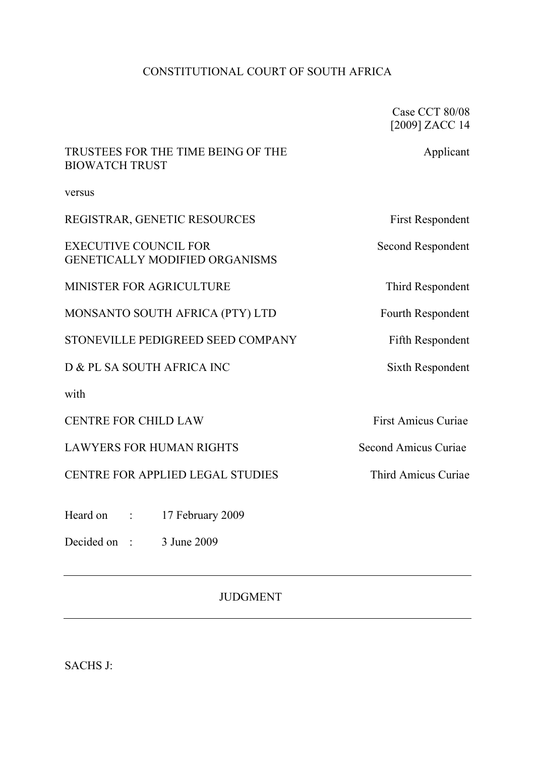CONSTITUTIONAL COURT OF SOUTH AFRICA

Case CCT 80/08
[2009] ZACC 14

| | |
|---|---|
| TRUSTEES FOR THE TIME BEING OF THE BIOWATCH TRUST | Applicant |
| versus | |
| REGISTRAR, GENETIC RESOURCES | First Respondent |
| EXECUTIVE COUNCIL FOR GENETICALLY MODIFIED ORGANISMS | Second Respondent |
| MINISTER FOR AGRICULTURE | Third Respondent |
| MONSANTO SOUTH AFRICA (PTY) LTD | Fourth Respondent |
| STONEVILLE PEDIGREED SEED COMPANY | Fifth Respondent |
| D & PL SA SOUTH AFRICA INC | Sixth Respondent |
| with | |
| CENTRE FOR CHILD LAW | First Amicus Curiae |
| LAWYERS FOR HUMAN RIGHTS | Second Amicus Curiae |
| CENTRE FOR APPLIED LEGAL STUDIES | Third Amicus Curiae |

Heard on : 17 February 2009

Decided on : 3 June 2009

---

JUDGMENT

---

SACHS J: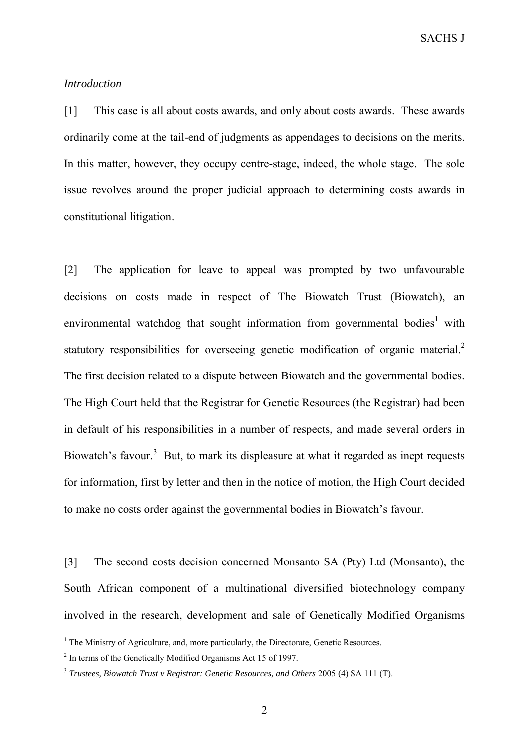*Introduction*

[1] This case is all about costs awards, and only about costs awards. These awards ordinarily come at the tail-end of judgments as appendages to decisions on the merits. In this matter, however, they occupy centre-stage, indeed, the whole stage. The sole issue revolves around the proper judicial approach to determining costs awards in constitutional litigation.

[2] The application for leave to appeal was prompted by two unfavourable decisions on costs made in respect of The Biowatch Trust (Biowatch), an environmental watchdog that sought information from governmental bodies[1] with statutory responsibilities for overseeing genetic modification of organic material.[2] The first decision related to a dispute between Biowatch and the governmental bodies. The High Court held that the Registrar for Genetic Resources (the Registrar) had been in default of his responsibilities in a number of respects, and made several orders in Biowatch's favour.[3] But, to mark its displeasure at what it regarded as inept requests for information, first by letter and then in the notice of motion, the High Court decided to make no costs order against the governmental bodies in Biowatch's favour.

[3] The second costs decision concerned Monsanto SA (Pty) Ltd (Monsanto), the South African component of a multinational diversified biotechnology company involved in the research, development and sale of Genetically Modified Organisms

---

[1] The Ministry of Agriculture, and, more particularly, the Directorate, Genetic Resources.

[2] In terms of the Genetically Modified Organisms Act 15 of 1997.

[3] *Trustees, Biowatch Trust v Registrar: Genetic Resources, and Others* 2005 (4) SA 111 (T).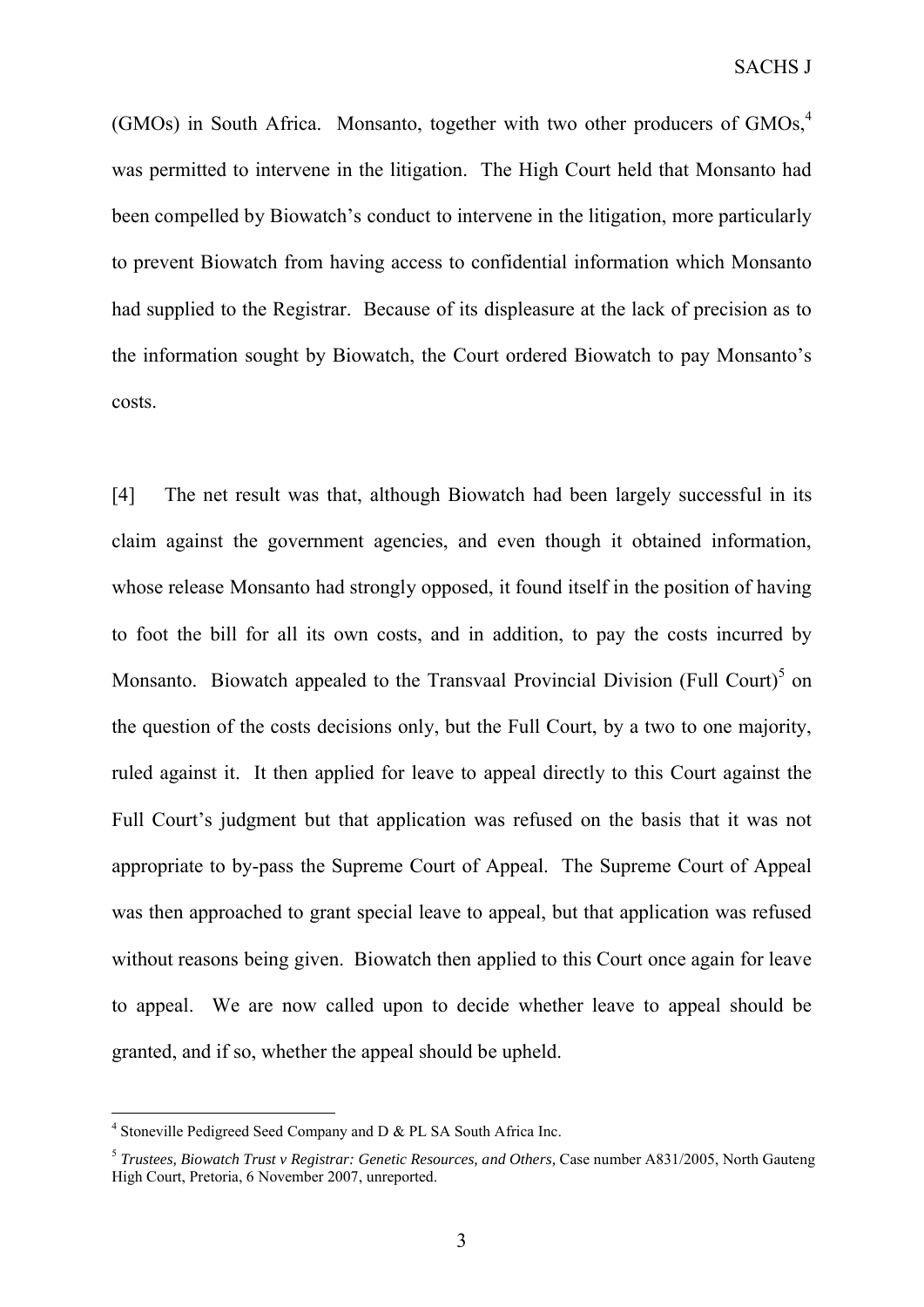(GMOs) in South Africa. Monsanto, together with two other producers of GMOs,[4] was permitted to intervene in the litigation. The High Court held that Monsanto had been compelled by Biowatch's conduct to intervene in the litigation, more particularly to prevent Biowatch from having access to confidential information which Monsanto had supplied to the Registrar. Because of its displeasure at the lack of precision as to the information sought by Biowatch, the Court ordered Biowatch to pay Monsanto's costs.

[4] The net result was that, although Biowatch had been largely successful in its claim against the government agencies, and even though it obtained information, whose release Monsanto had strongly opposed, it found itself in the position of having to foot the bill for all its own costs, and in addition, to pay the costs incurred by Monsanto. Biowatch appealed to the Transvaal Provincial Division (Full Court)[5] on the question of the costs decisions only, but the Full Court, by a two to one majority, ruled against it. It then applied for leave to appeal directly to this Court against the Full Court's judgment but that application was refused on the basis that it was not appropriate to by-pass the Supreme Court of Appeal. The Supreme Court of Appeal was then approached to grant special leave to appeal, but that application was refused without reasons being given. Biowatch then applied to this Court once again for leave to appeal. We are now called upon to decide whether leave to appeal should be granted, and if so, whether the appeal should be upheld.

---

[4] Stoneville Pedigreed Seed Company and D & PL SA South Africa Inc.

[5] *Trustees, Biowatch Trust v Registrar: Genetic Resources, and Others,* Case number A831/2005, North Gauteng High Court, Pretoria, 6 November 2007, unreported.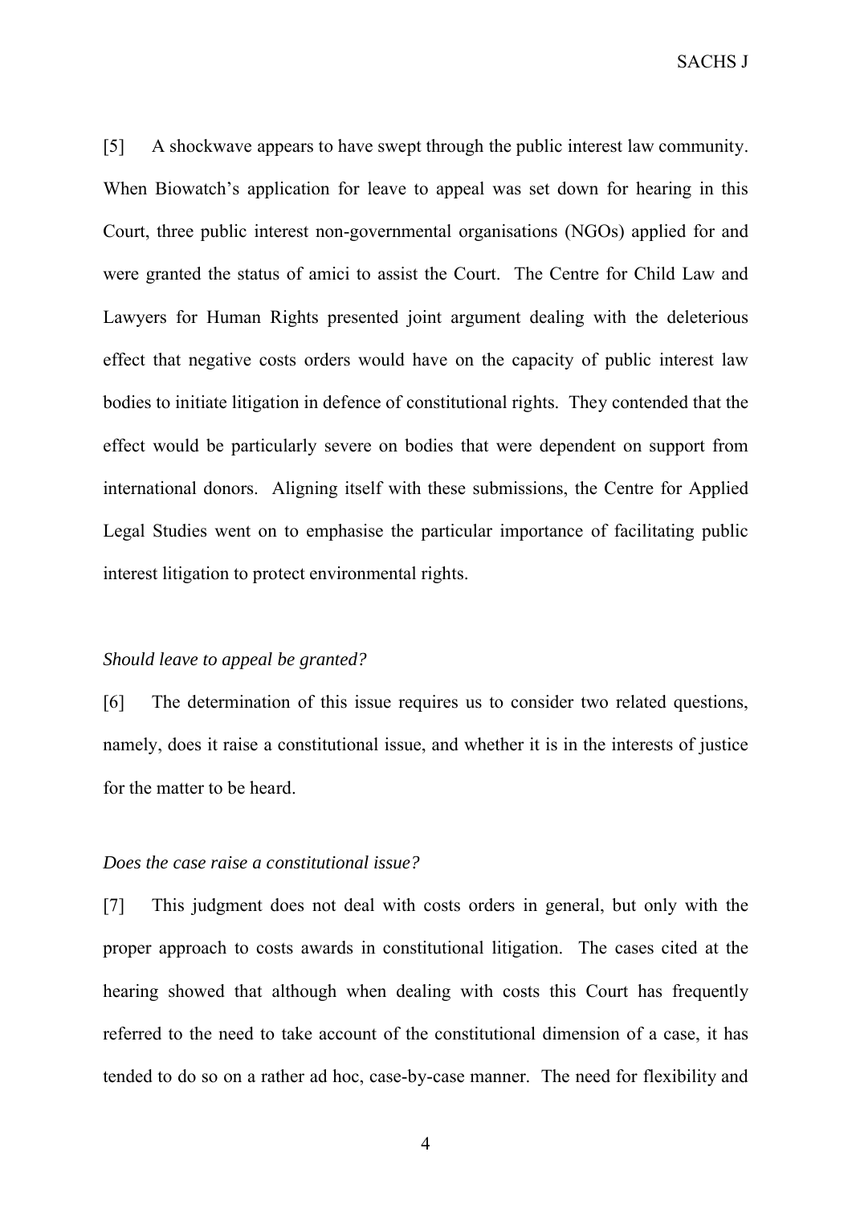[5] A shockwave appears to have swept through the public interest law community. When Biowatch's application for leave to appeal was set down for hearing in this Court, three public interest non-governmental organisations (NGOs) applied for and were granted the status of amici to assist the Court. The Centre for Child Law and Lawyers for Human Rights presented joint argument dealing with the deleterious effect that negative costs orders would have on the capacity of public interest law bodies to initiate litigation in defence of constitutional rights. They contended that the effect would be particularly severe on bodies that were dependent on support from international donors. Aligning itself with these submissions, the Centre for Applied Legal Studies went on to emphasise the particular importance of facilitating public interest litigation to protect environmental rights.

*Should leave to appeal be granted?*

[6] The determination of this issue requires us to consider two related questions, namely, does it raise a constitutional issue, and whether it is in the interests of justice for the matter to be heard.

*Does the case raise a constitutional issue?*

[7] This judgment does not deal with costs orders in general, but only with the proper approach to costs awards in constitutional litigation. The cases cited at the hearing showed that although when dealing with costs this Court has frequently referred to the need to take account of the constitutional dimension of a case, it has tended to do so on a rather ad hoc, case-by-case manner. The need for flexibility and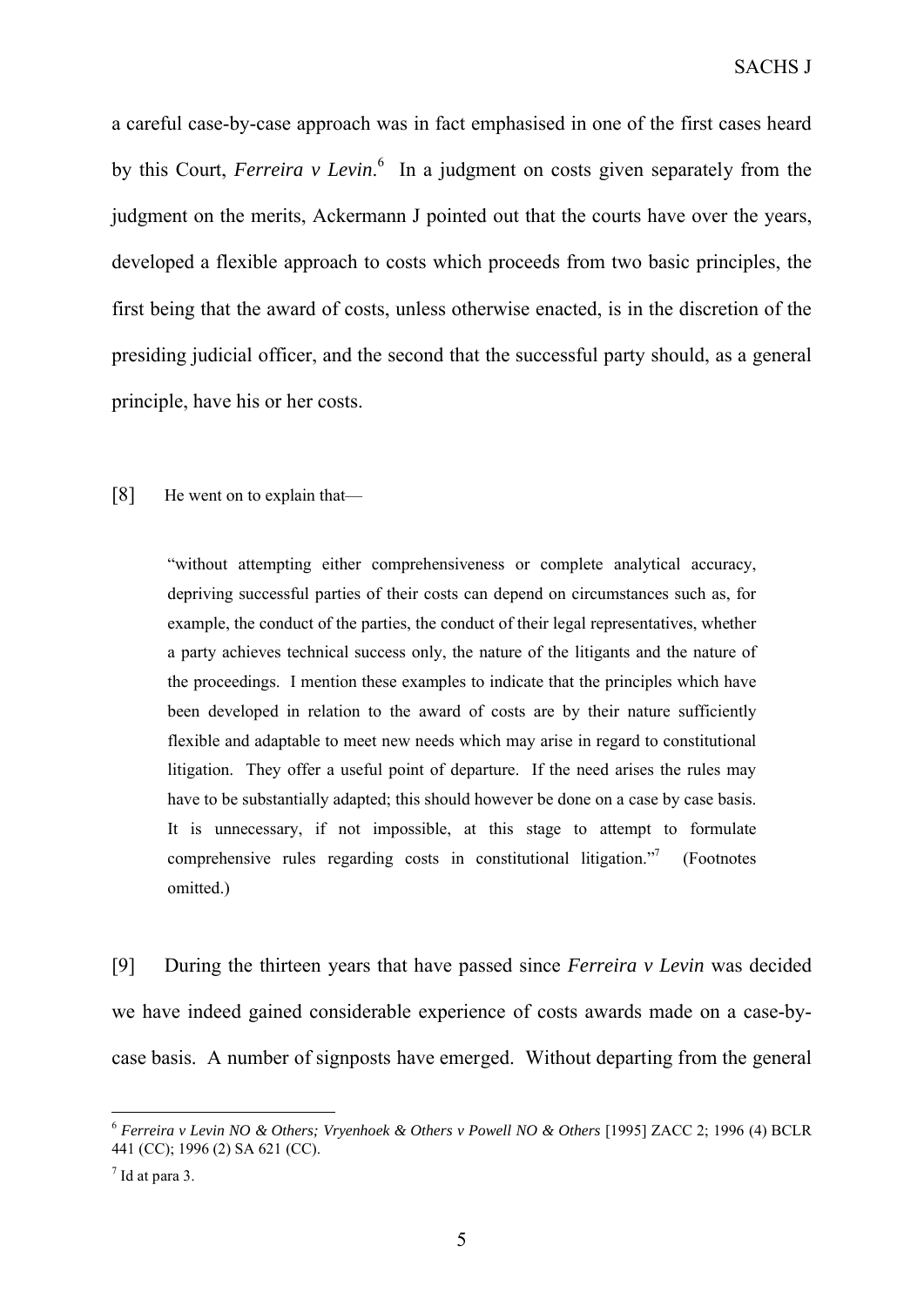a careful case-by-case approach was in fact emphasised in one of the first cases heard by this Court, *Ferreira v Levin*.[6] In a judgment on costs given separately from the judgment on the merits, Ackermann J pointed out that the courts have over the years, developed a flexible approach to costs which proceeds from two basic principles, the first being that the award of costs, unless otherwise enacted, is in the discretion of the presiding judicial officer, and the second that the successful party should, as a general principle, have his or her costs.

[8] He went on to explain that—

> "without attempting either comprehensiveness or complete analytical accuracy, depriving successful parties of their costs can depend on circumstances such as, for example, the conduct of the parties, the conduct of their legal representatives, whether a party achieves technical success only, the nature of the litigants and the nature of the proceedings. I mention these examples to indicate that the principles which have been developed in relation to the award of costs are by their nature sufficiently flexible and adaptable to meet new needs which may arise in regard to constitutional litigation. They offer a useful point of departure. If the need arises the rules may have to be substantially adapted; this should however be done on a case by case basis. It is unnecessary, if not impossible, at this stage to attempt to formulate comprehensive rules regarding costs in constitutional litigation."[7] (Footnotes omitted.)

[9] During the thirteen years that have passed since *Ferreira v Levin* was decided we have indeed gained considerable experience of costs awards made on a case-by-case basis. A number of signposts have emerged. Without departing from the general

---

[6] *Ferreira v Levin NO & Others; Vryenhoek & Others v Powell NO & Others* [1995] ZACC 2; 1996 (4) BCLR 441 (CC); 1996 (2) SA 621 (CC).

[7] Id at para 3.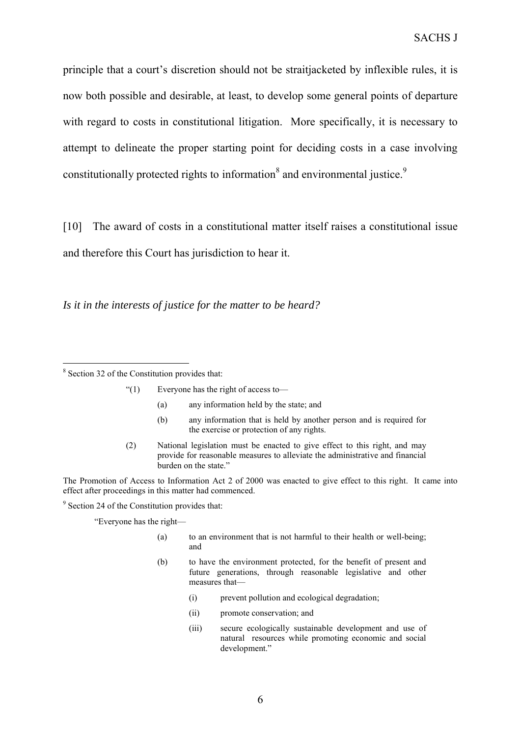principle that a court's discretion should not be straitjacketed by inflexible rules, it is now both possible and desirable, at least, to develop some general points of departure with regard to costs in constitutional litigation. More specifically, it is necessary to attempt to delineate the proper starting point for deciding costs in a case involving constitutionally protected rights to information[8] and environmental justice.[9]

[10] The award of costs in a constitutional matter itself raises a constitutional issue and therefore this Court has jurisdiction to hear it.

*Is it in the interests of justice for the matter to be heard?*

---

[8] Section 32 of the Constitution provides that:

> "(1) Everyone has the right of access to—
>
> (a) any information held by the state; and
>
> (b) any information that is held by another person and is required for the exercise or protection of any rights.
>
> (2) National legislation must be enacted to give effect to this right, and may provide for reasonable measures to alleviate the administrative and financial burden on the state."

The Promotion of Access to Information Act 2 of 2000 was enacted to give effect to this right. It came into effect after proceedings in this matter had commenced.

[9] Section 24 of the Constitution provides that:

> "Everyone has the right—
>
> (a) to an environment that is not harmful to their health or well-being; and
>
> (b) to have the environment protected, for the benefit of present and future generations, through reasonable legislative and other measures that—
>
> (i) prevent pollution and ecological degradation;
>
> (ii) promote conservation; and
>
> (iii) secure ecologically sustainable development and use of natural resources while promoting economic and social development."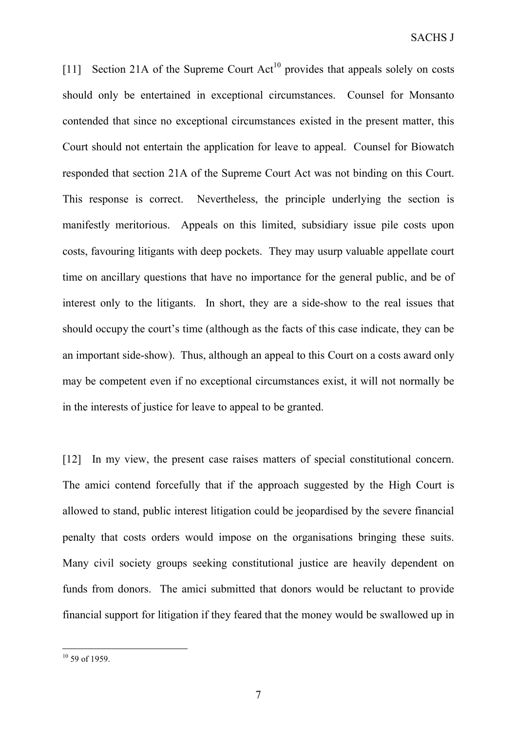[11] Section 21A of the Supreme Court Act[10] provides that appeals solely on costs should only be entertained in exceptional circumstances. Counsel for Monsanto contended that since no exceptional circumstances existed in the present matter, this Court should not entertain the application for leave to appeal. Counsel for Biowatch responded that section 21A of the Supreme Court Act was not binding on this Court. This response is correct. Nevertheless, the principle underlying the section is manifestly meritorious. Appeals on this limited, subsidiary issue pile costs upon costs, favouring litigants with deep pockets. They may usurp valuable appellate court time on ancillary questions that have no importance for the general public, and be of interest only to the litigants. In short, they are a side-show to the real issues that should occupy the court's time (although as the facts of this case indicate, they can be an important side-show). Thus, although an appeal to this Court on a costs award only may be competent even if no exceptional circumstances exist, it will not normally be in the interests of justice for leave to appeal to be granted.

[12] In my view, the present case raises matters of special constitutional concern. The amici contend forcefully that if the approach suggested by the High Court is allowed to stand, public interest litigation could be jeopardised by the severe financial penalty that costs orders would impose on the organisations bringing these suits. Many civil society groups seeking constitutional justice are heavily dependent on funds from donors. The amici submitted that donors would be reluctant to provide financial support for litigation if they feared that the money would be swallowed up in

---

[10] 59 of 1959.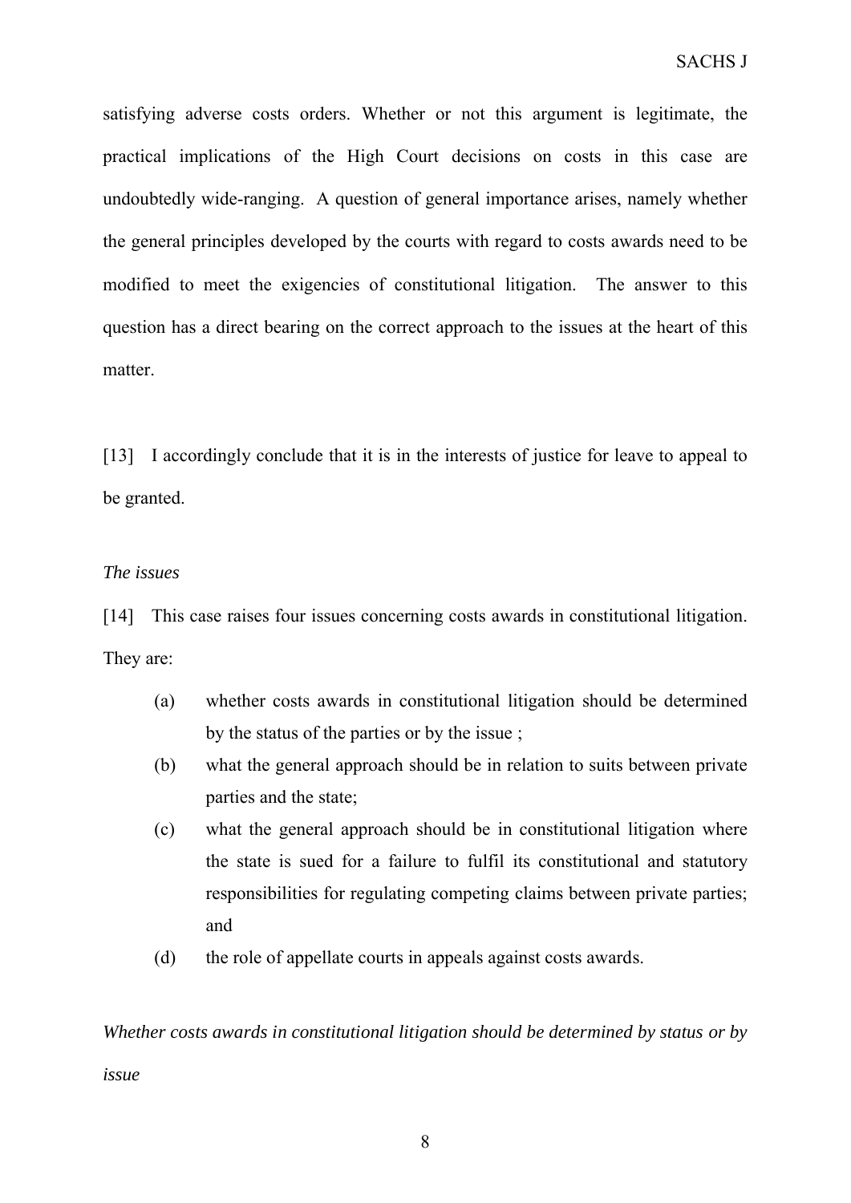satisfying adverse costs orders. Whether or not this argument is legitimate, the practical implications of the High Court decisions on costs in this case are undoubtedly wide-ranging. A question of general importance arises, namely whether the general principles developed by the courts with regard to costs awards need to be modified to meet the exigencies of constitutional litigation. The answer to this question has a direct bearing on the correct approach to the issues at the heart of this matter.

[13] I accordingly conclude that it is in the interests of justice for leave to appeal to be granted.

*The issues*

[14] This case raises four issues concerning costs awards in constitutional litigation. They are:

(a) whether costs awards in constitutional litigation should be determined by the status of the parties or by the issue ;

(b) what the general approach should be in relation to suits between private parties and the state;

(c) what the general approach should be in constitutional litigation where the state is sued for a failure to fulfil its constitutional and statutory responsibilities for regulating competing claims between private parties; and

(d) the role of appellate courts in appeals against costs awards.

*Whether costs awards in constitutional litigation should be determined by status or by issue*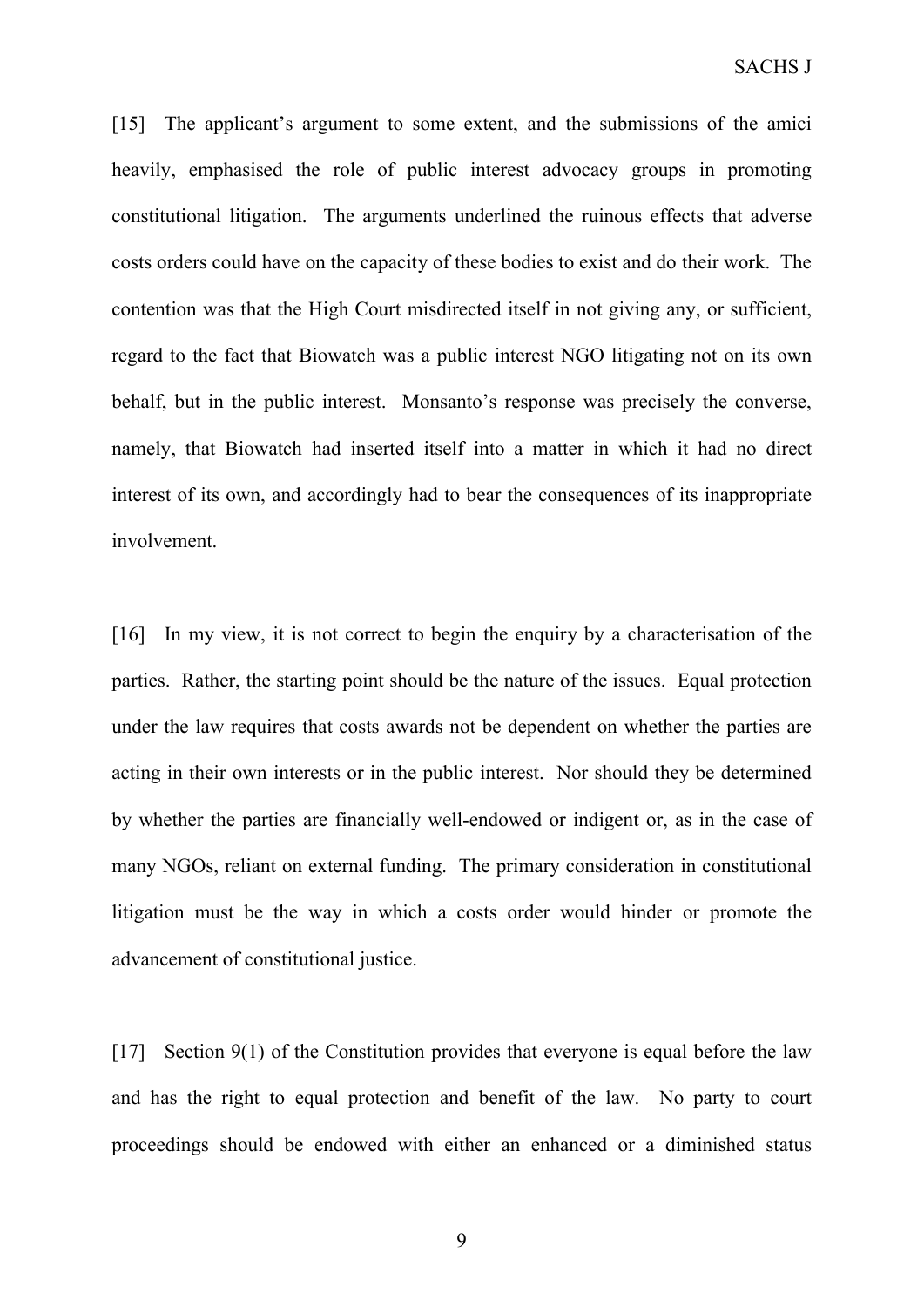[15] The applicant's argument to some extent, and the submissions of the amici heavily, emphasised the role of public interest advocacy groups in promoting constitutional litigation. The arguments underlined the ruinous effects that adverse costs orders could have on the capacity of these bodies to exist and do their work. The contention was that the High Court misdirected itself in not giving any, or sufficient, regard to the fact that Biowatch was a public interest NGO litigating not on its own behalf, but in the public interest. Monsanto's response was precisely the converse, namely, that Biowatch had inserted itself into a matter in which it had no direct interest of its own, and accordingly had to bear the consequences of its inappropriate involvement.

[16] In my view, it is not correct to begin the enquiry by a characterisation of the parties. Rather, the starting point should be the nature of the issues. Equal protection under the law requires that costs awards not be dependent on whether the parties are acting in their own interests or in the public interest. Nor should they be determined by whether the parties are financially well-endowed or indigent or, as in the case of many NGOs, reliant on external funding. The primary consideration in constitutional litigation must be the way in which a costs order would hinder or promote the advancement of constitutional justice.

[17] Section 9(1) of the Constitution provides that everyone is equal before the law and has the right to equal protection and benefit of the law. No party to court proceedings should be endowed with either an enhanced or a diminished status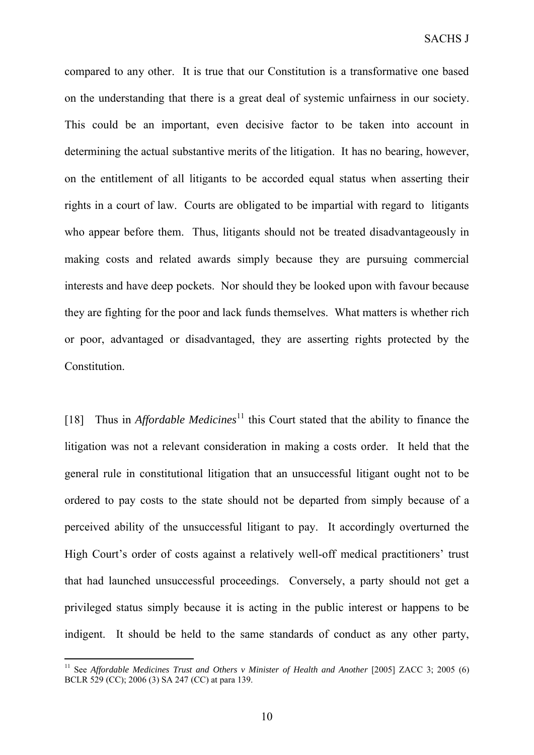compared to any other. It is true that our Constitution is a transformative one based on the understanding that there is a great deal of systemic unfairness in our society. This could be an important, even decisive factor to be taken into account in determining the actual substantive merits of the litigation. It has no bearing, however, on the entitlement of all litigants to be accorded equal status when asserting their rights in a court of law. Courts are obligated to be impartial with regard to litigants who appear before them. Thus, litigants should not be treated disadvantageously in making costs and related awards simply because they are pursuing commercial interests and have deep pockets. Nor should they be looked upon with favour because they are fighting for the poor and lack funds themselves. What matters is whether rich or poor, advantaged or disadvantaged, they are asserting rights protected by the Constitution.

[18] Thus in *Affordable Medicines*[11] this Court stated that the ability to finance the litigation was not a relevant consideration in making a costs order. It held that the general rule in constitutional litigation that an unsuccessful litigant ought not to be ordered to pay costs to the state should not be departed from simply because of a perceived ability of the unsuccessful litigant to pay. It accordingly overturned the High Court's order of costs against a relatively well-off medical practitioners' trust that had launched unsuccessful proceedings. Conversely, a party should not get a privileged status simply because it is acting in the public interest or happens to be indigent. It should be held to the same standards of conduct as any other party,

---

[11] See *Affordable Medicines Trust and Others v Minister of Health and Another* [2005] ZACC 3; 2005 (6) BCLR 529 (CC); 2006 (3) SA 247 (CC) at para 139.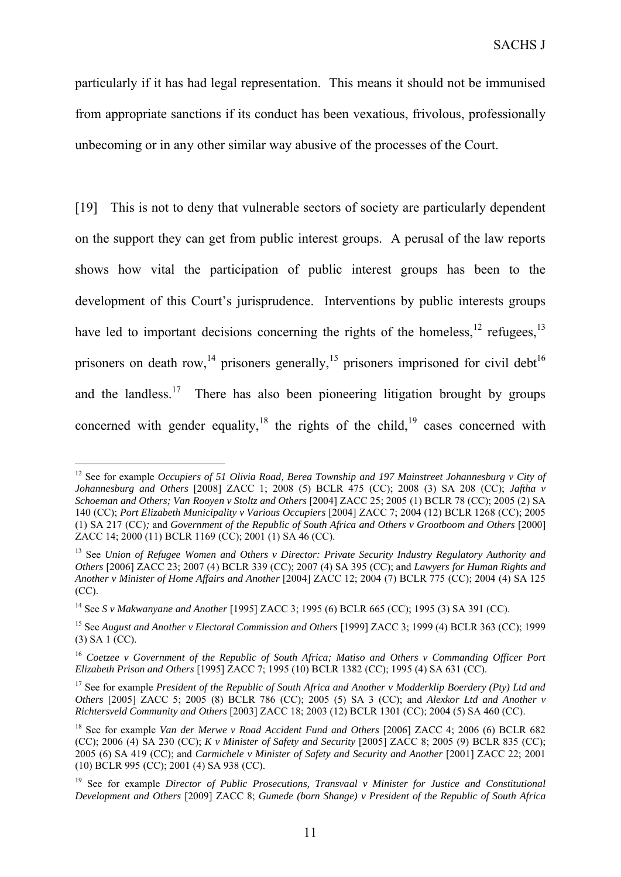particularly if it has had legal representation. This means it should not be immunised from appropriate sanctions if its conduct has been vexatious, frivolous, professionally unbecoming or in any other similar way abusive of the processes of the Court.

[19] This is not to deny that vulnerable sectors of society are particularly dependent on the support they can get from public interest groups. A perusal of the law reports shows how vital the participation of public interest groups has been to the development of this Court's jurisprudence. Interventions by public interests groups have led to important decisions concerning the rights of the homeless,[12] refugees,[13] prisoners on death row,[14] prisoners generally,[15] prisoners imprisoned for civil debt[16] and the landless.[17] There has also been pioneering litigation brought by groups concerned with gender equality,[18] the rights of the child,[19] cases concerned with

---

[12] See for example *Occupiers of 51 Olivia Road, Berea Township and 197 Mainstreet Johannesburg v City of Johannesburg and Others* [2008] ZACC 1; 2008 (5) BCLR 475 (CC); 2008 (3) SA 208 (CC); *Jaftha v Schoeman and Others; Van Rooyen v Stoltz and Others* [2004] ZACC 25; 2005 (1) BCLR 78 (CC); 2005 (2) SA 140 (CC); *Port Elizabeth Municipality v Various Occupiers* [2004] ZACC 7; 2004 (12) BCLR 1268 (CC); 2005 (1) SA 217 (CC); and *Government of the Republic of South Africa and Others v Grootboom and Others* [2000] ZACC 14; 2000 (11) BCLR 1169 (CC); 2001 (1) SA 46 (CC).

[13] See *Union of Refugee Women and Others v Director: Private Security Industry Regulatory Authority and Others* [2006] ZACC 23; 2007 (4) BCLR 339 (CC); 2007 (4) SA 395 (CC); and *Lawyers for Human Rights and Another v Minister of Home Affairs and Another* [2004] ZACC 12; 2004 (7) BCLR 775 (CC); 2004 (4) SA 125 (CC).

[14] See *S v Makwanyane and Another* [1995] ZACC 3; 1995 (6) BCLR 665 (CC); 1995 (3) SA 391 (CC).

[15] See *August and Another v Electoral Commission and Others* [1999] ZACC 3; 1999 (4) BCLR 363 (CC); 1999 (3) SA 1 (CC).

[16] *Coetzee v Government of the Republic of South Africa; Matiso and Others v Commanding Officer Port Elizabeth Prison and Others* [1995] ZACC 7; 1995 (10) BCLR 1382 (CC); 1995 (4) SA 631 (CC).

[17] See for example *President of the Republic of South Africa and Another v Modderklip Boerdery (Pty) Ltd and Others* [2005] ZACC 5; 2005 (8) BCLR 786 (CC); 2005 (5) SA 3 (CC); and *Alexkor Ltd and Another v Richtersveld Community and Others* [2003] ZACC 18; 2003 (12) BCLR 1301 (CC); 2004 (5) SA 460 (CC).

[18] See for example *Van der Merwe v Road Accident Fund and Others* [2006] ZACC 4; 2006 (6) BCLR 682 (CC); 2006 (4) SA 230 (CC); *K v Minister of Safety and Security* [2005] ZACC 8; 2005 (9) BCLR 835 (CC); 2005 (6) SA 419 (CC); and *Carmichele v Minister of Safety and Security and Another* [2001] ZACC 22; 2001 (10) BCLR 995 (CC); 2001 (4) SA 938 (CC).

[19] See for example *Director of Public Prosecutions, Transvaal v Minister for Justice and Constitutional Development and Others* [2009] ZACC 8; *Gumede (born Shange) v President of the Republic of South Africa*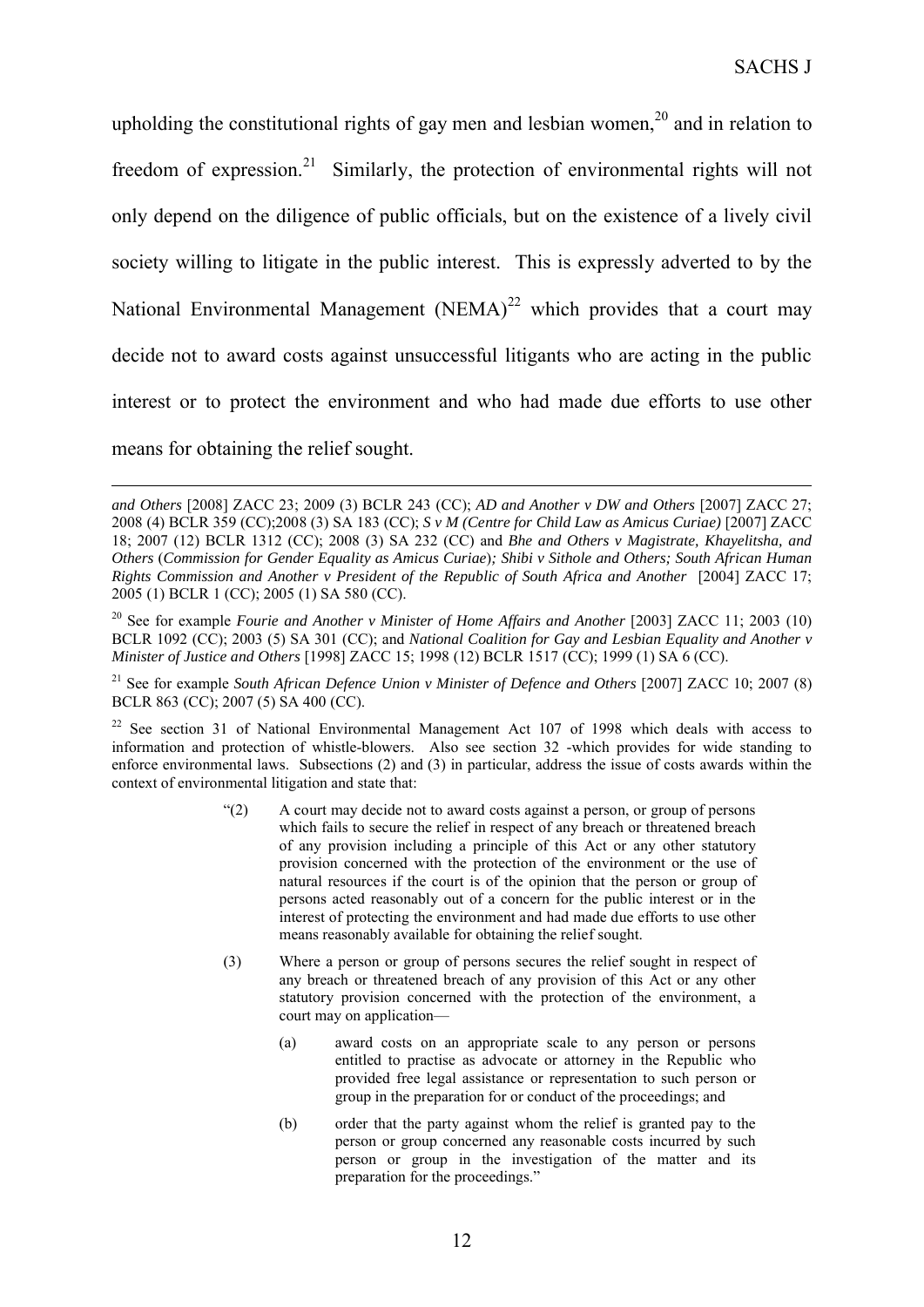upholding the constitutional rights of gay men and lesbian women,[20] and in relation to freedom of expression.[21] Similarly, the protection of environmental rights will not only depend on the diligence of public officials, but on the existence of a lively civil society willing to litigate in the public interest. This is expressly adverted to by the National Environmental Management (NEMA)[22] which provides that a court may decide not to award costs against unsuccessful litigants who are acting in the public interest or to protect the environment and who had made due efforts to use other means for obtaining the relief sought.

---

*and Others* [2008] ZACC 23; 2009 (3) BCLR 243 (CC); *AD and Another v DW and Others* [2007] ZACC 27; 2008 (4) BCLR 359 (CC);2008 (3) SA 183 (CC); *S v M (Centre for Child Law as Amicus Curiae)* [2007] ZACC 18; 2007 (12) BCLR 1312 (CC); 2008 (3) SA 232 (CC) and *Bhe and Others v Magistrate, Khayelitsha, and Others* (*Commission for Gender Equality as Amicus Curiae*)*; Shibi v Sithole and Others; South African Human Rights Commission and Another v President of the Republic of South Africa and Another* [2004] ZACC 17; 2005 (1) BCLR 1 (CC); 2005 (1) SA 580 (CC).

[20] See for example *Fourie and Another v Minister of Home Affairs and Another* [2003] ZACC 11; 2003 (10) BCLR 1092 (CC); 2003 (5) SA 301 (CC); and *National Coalition for Gay and Lesbian Equality and Another v Minister of Justice and Others* [1998] ZACC 15; 1998 (12) BCLR 1517 (CC); 1999 (1) SA 6 (CC).

[21] See for example *South African Defence Union v Minister of Defence and Others* [2007] ZACC 10; 2007 (8) BCLR 863 (CC); 2007 (5) SA 400 (CC).

[22] See section 31 of National Environmental Management Act 107 of 1998 which deals with access to information and protection of whistle-blowers. Also see section 32 -which provides for wide standing to enforce environmental laws. Subsections (2) and (3) in particular, address the issue of costs awards within the context of environmental litigation and state that:

> "(2) A court may decide not to award costs against a person, or group of persons which fails to secure the relief in respect of any breach or threatened breach of any provision including a principle of this Act or any other statutory provision concerned with the protection of the environment or the use of natural resources if the court is of the opinion that the person or group of persons acted reasonably out of a concern for the public interest or in the interest of protecting the environment and had made due efforts to use other means reasonably available for obtaining the relief sought.
>
> (3) Where a person or group of persons secures the relief sought in respect of any breach or threatened breach of any provision of this Act or any other statutory provision concerned with the protection of the environment, a court may on application—
>
> (a) award costs on an appropriate scale to any person or persons entitled to practise as advocate or attorney in the Republic who provided free legal assistance or representation to such person or group in the preparation for or conduct of the proceedings; and
>
> (b) order that the party against whom the relief is granted pay to the person or group concerned any reasonable costs incurred by such person or group in the investigation of the matter and its preparation for the proceedings."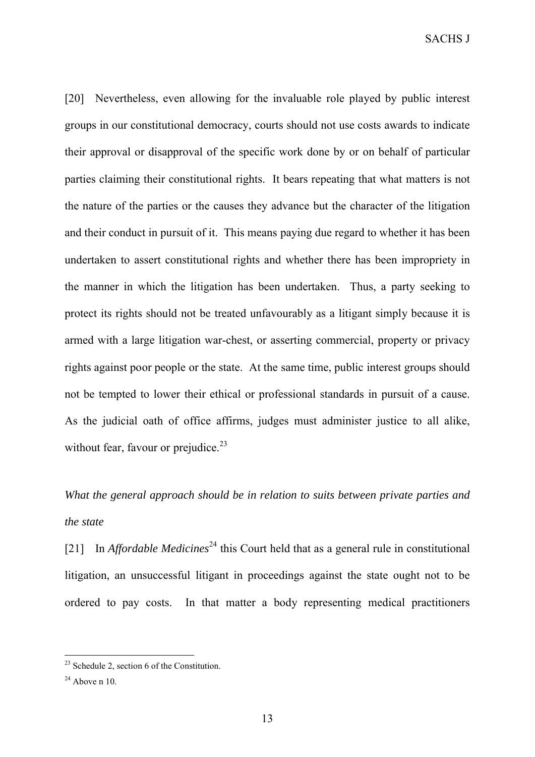[20] Nevertheless, even allowing for the invaluable role played by public interest groups in our constitutional democracy, courts should not use costs awards to indicate their approval or disapproval of the specific work done by or on behalf of particular parties claiming their constitutional rights. It bears repeating that what matters is not the nature of the parties or the causes they advance but the character of the litigation and their conduct in pursuit of it. This means paying due regard to whether it has been undertaken to assert constitutional rights and whether there has been impropriety in the manner in which the litigation has been undertaken. Thus, a party seeking to protect its rights should not be treated unfavourably as a litigant simply because it is armed with a large litigation war-chest, or asserting commercial, property or privacy rights against poor people or the state. At the same time, public interest groups should not be tempted to lower their ethical or professional standards in pursuit of a cause. As the judicial oath of office affirms, judges must administer justice to all alike, without fear, favour or prejudice.[23]

*What the general approach should be in relation to suits between private parties and the state*

[21] In *Affordable Medicines*[24] this Court held that as a general rule in constitutional litigation, an unsuccessful litigant in proceedings against the state ought not to be ordered to pay costs. In that matter a body representing medical practitioners

---

[23] Schedule 2, section 6 of the Constitution.

[24] Above n 10.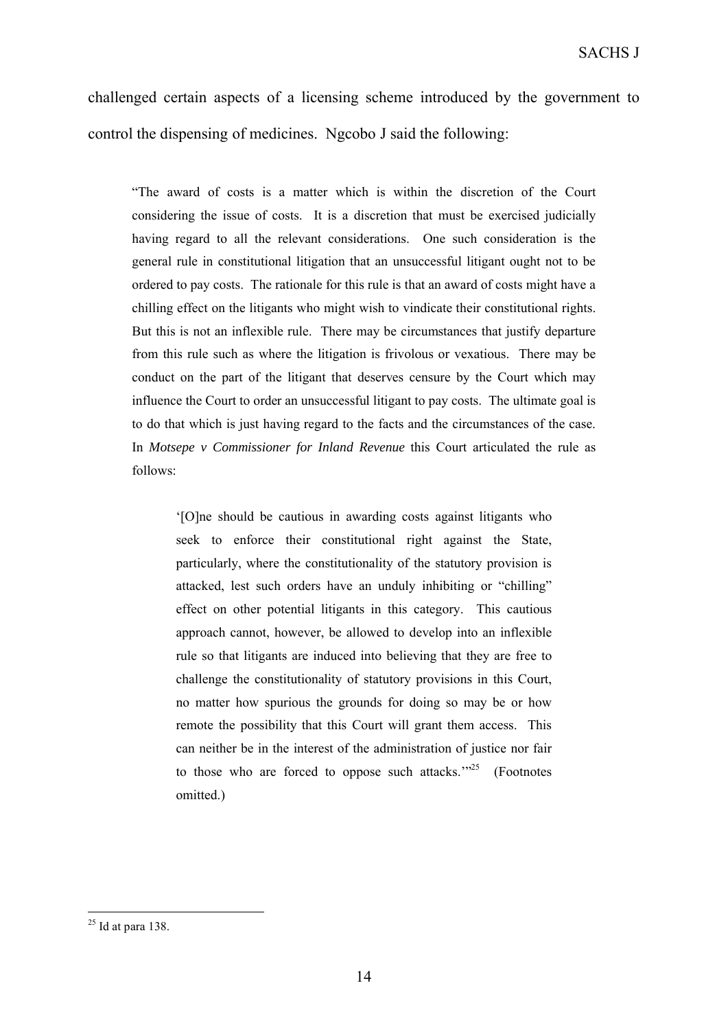challenged certain aspects of a licensing scheme introduced by the government to control the dispensing of medicines. Ngcobo J said the following:

> "The award of costs is a matter which is within the discretion of the Court considering the issue of costs. It is a discretion that must be exercised judicially having regard to all the relevant considerations. One such consideration is the general rule in constitutional litigation that an unsuccessful litigant ought not to be ordered to pay costs. The rationale for this rule is that an award of costs might have a chilling effect on the litigants who might wish to vindicate their constitutional rights. But this is not an inflexible rule. There may be circumstances that justify departure from this rule such as where the litigation is frivolous or vexatious. There may be conduct on the part of the litigant that deserves censure by the Court which may influence the Court to order an unsuccessful litigant to pay costs. The ultimate goal is to do that which is just having regard to the facts and the circumstances of the case. In *Motsepe v Commissioner for Inland Revenue* this Court articulated the rule as follows:
>
> > '[O]ne should be cautious in awarding costs against litigants who seek to enforce their constitutional right against the State, particularly, where the constitutionality of the statutory provision is attacked, lest such orders have an unduly inhibiting or "chilling" effect on other potential litigants in this category. This cautious approach cannot, however, be allowed to develop into an inflexible rule so that litigants are induced into believing that they are free to challenge the constitutionality of statutory provisions in this Court, no matter how spurious the grounds for doing so may be or how remote the possibility that this Court will grant them access. This can neither be in the interest of the administration of justice nor fair to those who are forced to oppose such attacks.'"[25] (Footnotes omitted.)

---

[25] Id at para 138.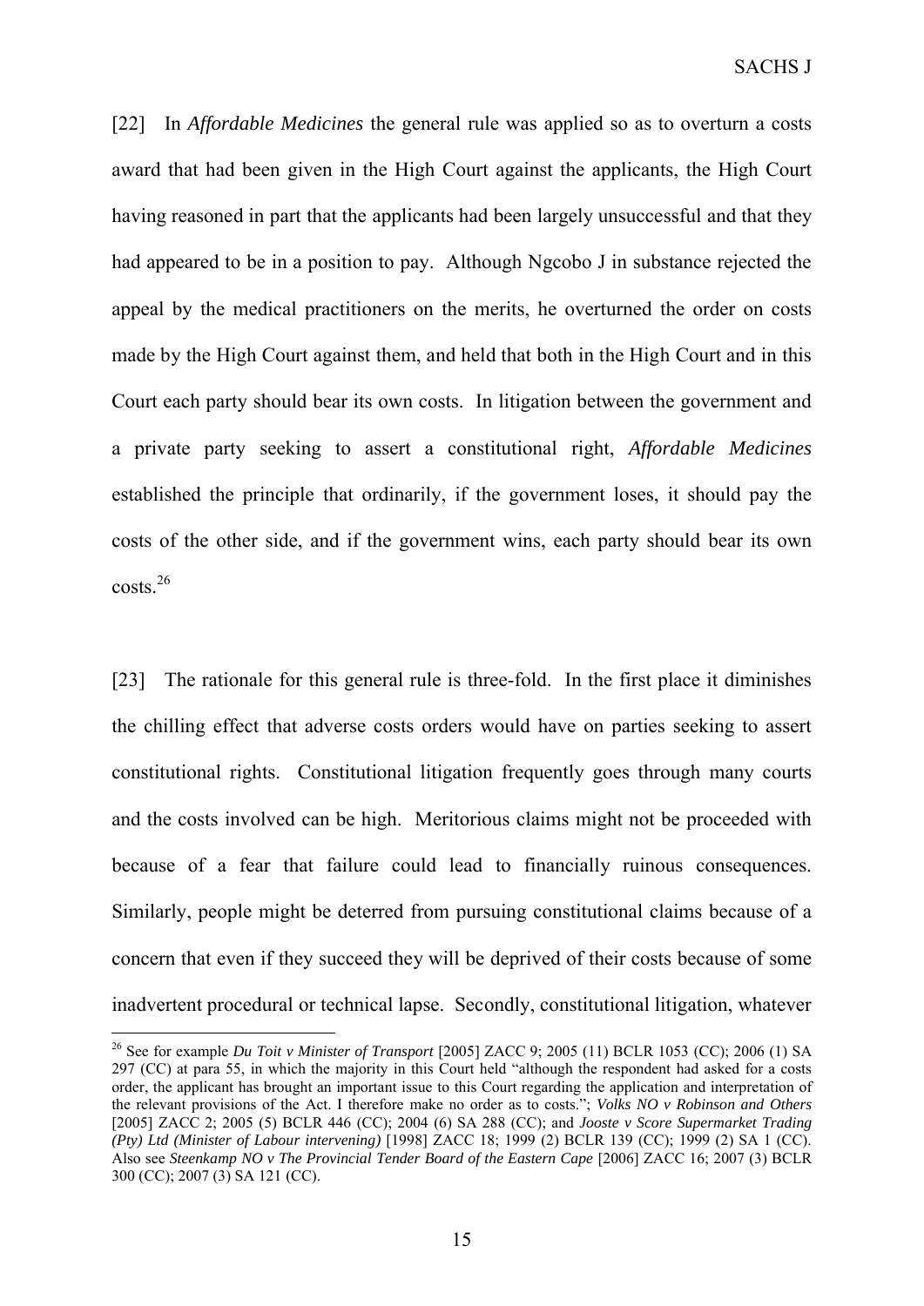[22] In *Affordable Medicines* the general rule was applied so as to overturn a costs award that had been given in the High Court against the applicants, the High Court having reasoned in part that the applicants had been largely unsuccessful and that they had appeared to be in a position to pay. Although Ngcobo J in substance rejected the appeal by the medical practitioners on the merits, he overturned the order on costs made by the High Court against them, and held that both in the High Court and in this Court each party should bear its own costs. In litigation between the government and a private party seeking to assert a constitutional right, *Affordable Medicines* established the principle that ordinarily, if the government loses, it should pay the costs of the other side, and if the government wins, each party should bear its own costs.[26]

[23] The rationale for this general rule is three-fold. In the first place it diminishes the chilling effect that adverse costs orders would have on parties seeking to assert constitutional rights. Constitutional litigation frequently goes through many courts and the costs involved can be high. Meritorious claims might not be proceeded with because of a fear that failure could lead to financially ruinous consequences. Similarly, people might be deterred from pursuing constitutional claims because of a concern that even if they succeed they will be deprived of their costs because of some inadvertent procedural or technical lapse. Secondly, constitutional litigation, whatever

---

[26] See for example *Du Toit v Minister of Transport* [2005] ZACC 9; 2005 (11) BCLR 1053 (CC); 2006 (1) SA 297 (CC) at para 55, in which the majority in this Court held "although the respondent had asked for a costs order, the applicant has brought an important issue to this Court regarding the application and interpretation of the relevant provisions of the Act. I therefore make no order as to costs."; *Volks NO v Robinson and Others* [2005] ZACC 2; 2005 (5) BCLR 446 (CC); 2004 (6) SA 288 (CC); and *Jooste v Score Supermarket Trading (Pty) Ltd (Minister of Labour intervening)* [1998] ZACC 18; 1999 (2) BCLR 139 (CC); 1999 (2) SA 1 (CC). Also see *Steenkamp NO v The Provincial Tender Board of the Eastern Cape* [2006] ZACC 16; 2007 (3) BCLR 300 (CC); 2007 (3) SA 121 (CC).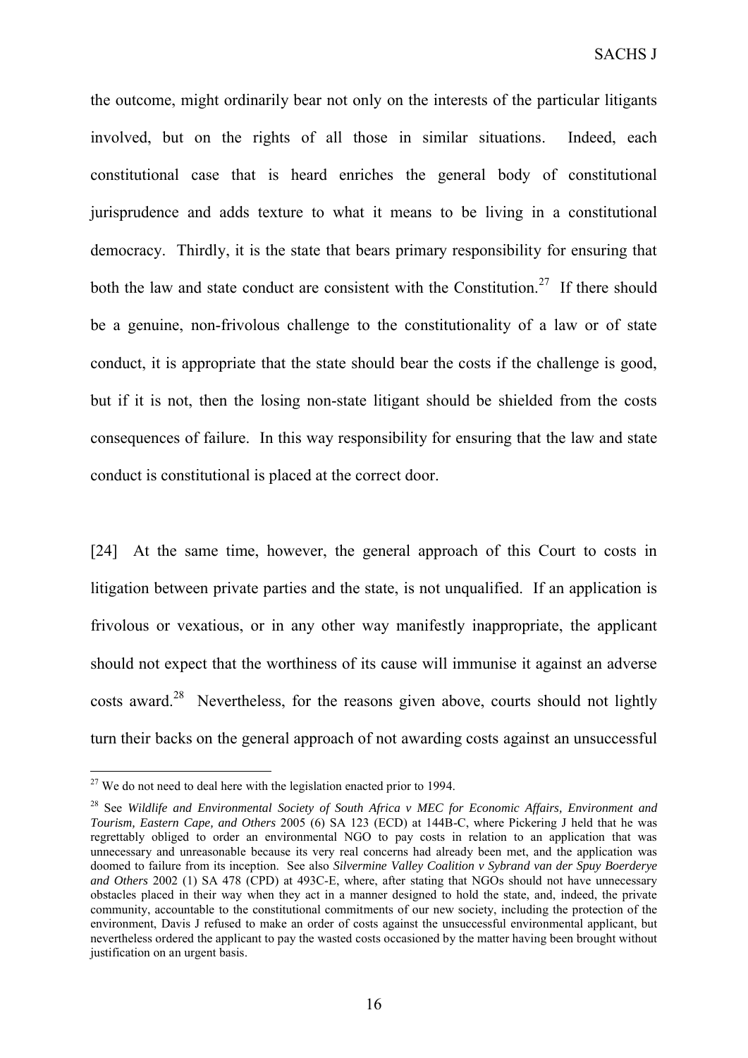the outcome, might ordinarily bear not only on the interests of the particular litigants involved, but on the rights of all those in similar situations. Indeed, each constitutional case that is heard enriches the general body of constitutional jurisprudence and adds texture to what it means to be living in a constitutional democracy. Thirdly, it is the state that bears primary responsibility for ensuring that both the law and state conduct are consistent with the Constitution.[27] If there should be a genuine, non-frivolous challenge to the constitutionality of a law or of state conduct, it is appropriate that the state should bear the costs if the challenge is good, but if it is not, then the losing non-state litigant should be shielded from the costs consequences of failure. In this way responsibility for ensuring that the law and state conduct is constitutional is placed at the correct door.

[24] At the same time, however, the general approach of this Court to costs in litigation between private parties and the state, is not unqualified. If an application is frivolous or vexatious, or in any other way manifestly inappropriate, the applicant should not expect that the worthiness of its cause will immunise it against an adverse costs award.[28] Nevertheless, for the reasons given above, courts should not lightly turn their backs on the general approach of not awarding costs against an unsuccessful

---

[27] We do not need to deal here with the legislation enacted prior to 1994.

[28] See *Wildlife and Environmental Society of South Africa v MEC for Economic Affairs, Environment and Tourism, Eastern Cape, and Others* 2005 (6) SA 123 (ECD) at 144B-C, where Pickering J held that he was regrettably obliged to order an environmental NGO to pay costs in relation to an application that was unnecessary and unreasonable because its very real concerns had already been met, and the application was doomed to failure from its inception. See also *Silvermine Valley Coalition v Sybrand van der Spuy Boerderye and Others* 2002 (1) SA 478 (CPD) at 493C-E, where, after stating that NGOs should not have unnecessary obstacles placed in their way when they act in a manner designed to hold the state, and, indeed, the private community, accountable to the constitutional commitments of our new society, including the protection of the environment, Davis J refused to make an order of costs against the unsuccessful environmental applicant, but nevertheless ordered the applicant to pay the wasted costs occasioned by the matter having been brought without justification on an urgent basis.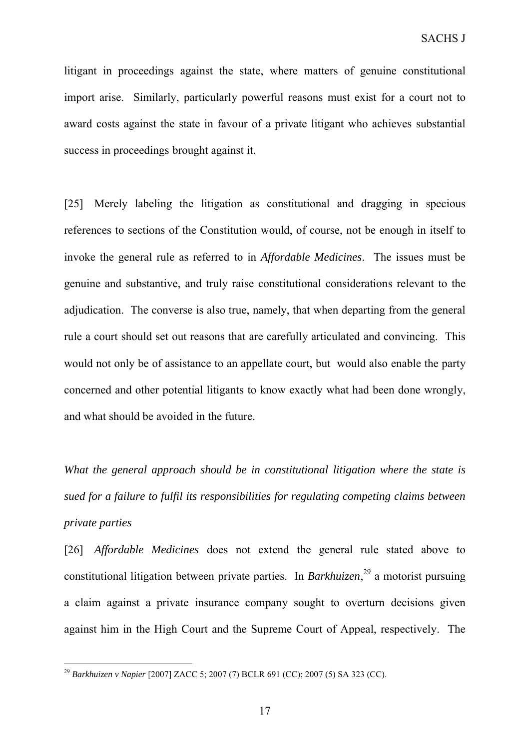litigant in proceedings against the state, where matters of genuine constitutional import arise. Similarly, particularly powerful reasons must exist for a court not to award costs against the state in favour of a private litigant who achieves substantial success in proceedings brought against it.

[25] Merely labeling the litigation as constitutional and dragging in specious references to sections of the Constitution would, of course, not be enough in itself to invoke the general rule as referred to in *Affordable Medicines*. The issues must be genuine and substantive, and truly raise constitutional considerations relevant to the adjudication. The converse is also true, namely, that when departing from the general rule a court should set out reasons that are carefully articulated and convincing. This would not only be of assistance to an appellate court, but would also enable the party concerned and other potential litigants to know exactly what had been done wrongly, and what should be avoided in the future.

*What the general approach should be in constitutional litigation where the state is sued for a failure to fulfil its responsibilities for regulating competing claims between private parties*

[26] *Affordable Medicines* does not extend the general rule stated above to constitutional litigation between private parties. In *Barkhuizen*,[29] a motorist pursuing a claim against a private insurance company sought to overturn decisions given against him in the High Court and the Supreme Court of Appeal, respectively. The

[29] *Barkhuizen v Napier* [2007] ZACC 5; 2007 (7) BCLR 691 (CC); 2007 (5) SA 323 (CC).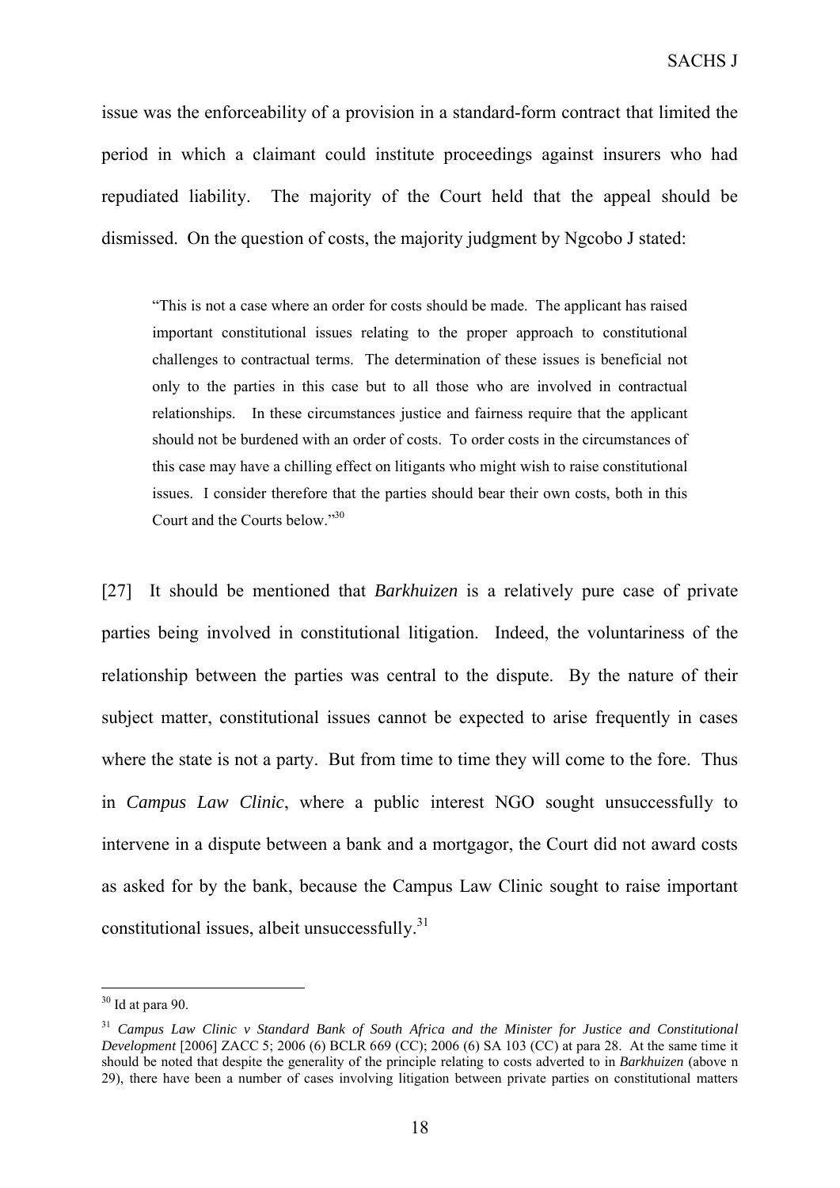issue was the enforceability of a provision in a standard-form contract that limited the period in which a claimant could institute proceedings against insurers who had repudiated liability. The majority of the Court held that the appeal should be dismissed. On the question of costs, the majority judgment by Ngcobo J stated:

> "This is not a case where an order for costs should be made. The applicant has raised important constitutional issues relating to the proper approach to constitutional challenges to contractual terms. The determination of these issues is beneficial not only to the parties in this case but to all those who are involved in contractual relationships. In these circumstances justice and fairness require that the applicant should not be burdened with an order of costs. To order costs in the circumstances of this case may have a chilling effect on litigants who might wish to raise constitutional issues. I consider therefore that the parties should bear their own costs, both in this Court and the Courts below."[30]

[27] It should be mentioned that *Barkhuizen* is a relatively pure case of private parties being involved in constitutional litigation. Indeed, the voluntariness of the relationship between the parties was central to the dispute. By the nature of their subject matter, constitutional issues cannot be expected to arise frequently in cases where the state is not a party. But from time to time they will come to the fore. Thus in *Campus Law Clinic*, where a public interest NGO sought unsuccessfully to intervene in a dispute between a bank and a mortgagor, the Court did not award costs as asked for by the bank, because the Campus Law Clinic sought to raise important constitutional issues, albeit unsuccessfully.[31]

---

[30] Id at para 90.

[31] *Campus Law Clinic v Standard Bank of South Africa and the Minister for Justice and Constitutional Development* [2006] ZACC 5; 2006 (6) BCLR 669 (CC); 2006 (6) SA 103 (CC) at para 28. At the same time it should be noted that despite the generality of the principle relating to costs adverted to in *Barkhuizen* (above n 29), there have been a number of cases involving litigation between private parties on constitutional matters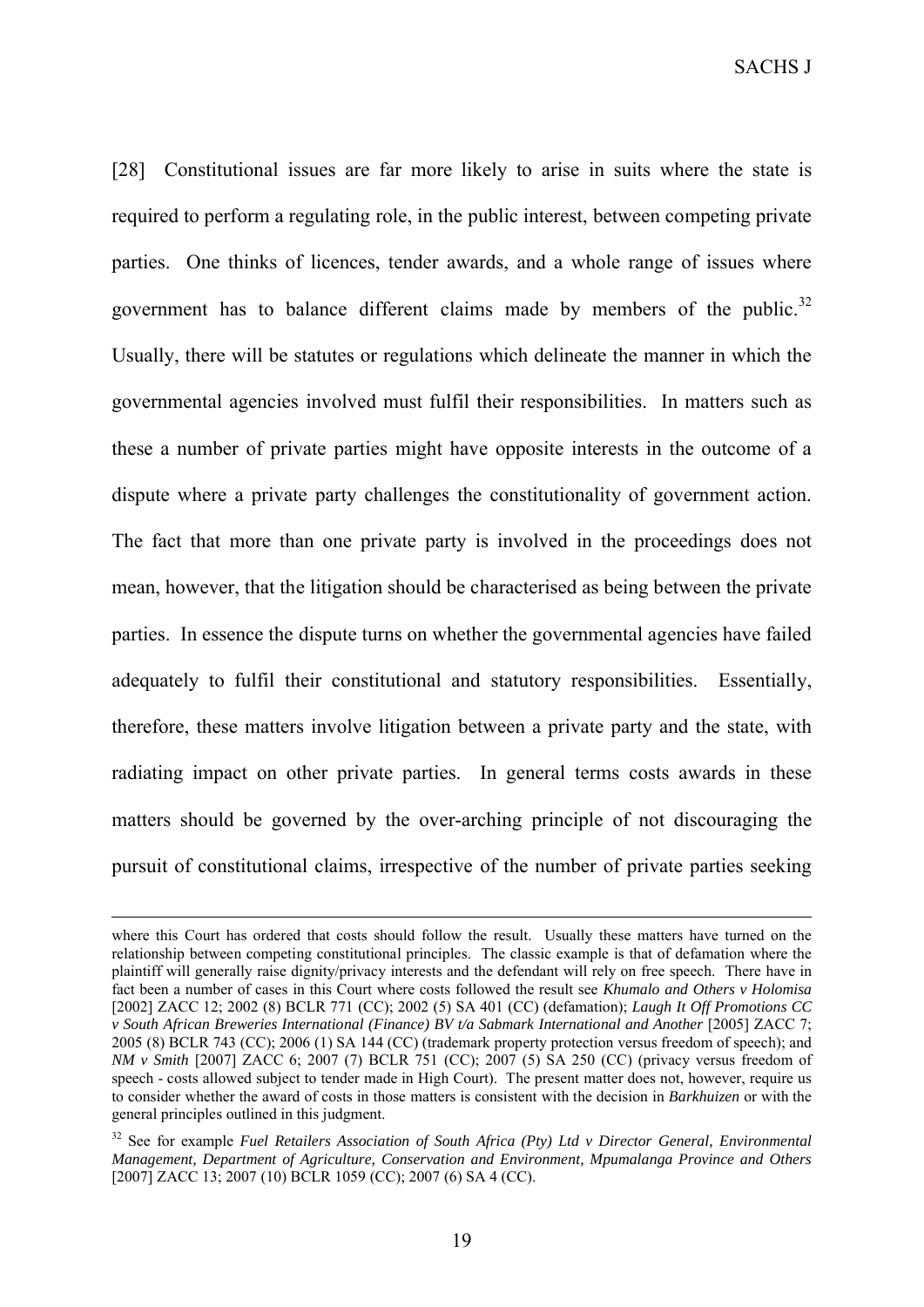[28] Constitutional issues are far more likely to arise in suits where the state is required to perform a regulating role, in the public interest, between competing private parties. One thinks of licences, tender awards, and a whole range of issues where government has to balance different claims made by members of the public.[32] Usually, there will be statutes or regulations which delineate the manner in which the governmental agencies involved must fulfil their responsibilities. In matters such as these a number of private parties might have opposite interests in the outcome of a dispute where a private party challenges the constitutionality of government action. The fact that more than one private party is involved in the proceedings does not mean, however, that the litigation should be characterised as being between the private parties. In essence the dispute turns on whether the governmental agencies have failed adequately to fulfil their constitutional and statutory responsibilities. Essentially, therefore, these matters involve litigation between a private party and the state, with radiating impact on other private parties. In general terms costs awards in these matters should be governed by the over-arching principle of not discouraging the pursuit of constitutional claims, irrespective of the number of private parties seeking

---

where this Court has ordered that costs should follow the result. Usually these matters have turned on the relationship between competing constitutional principles. The classic example is that of defamation where the plaintiff will generally raise dignity/privacy interests and the defendant will rely on free speech. There have in fact been a number of cases in this Court where costs followed the result see *Khumalo and Others v Holomisa* [2002] ZACC 12; 2002 (8) BCLR 771 (CC); 2002 (5) SA 401 (CC) (defamation); *Laugh It Off Promotions CC v South African Breweries International (Finance) BV t/a Sabmark International and Another* [2005] ZACC 7; 2005 (8) BCLR 743 (CC); 2006 (1) SA 144 (CC) (trademark property protection versus freedom of speech); and *NM v Smith* [2007] ZACC 6; 2007 (7) BCLR 751 (CC); 2007 (5) SA 250 (CC) (privacy versus freedom of speech - costs allowed subject to tender made in High Court). The present matter does not, however, require us to consider whether the award of costs in those matters is consistent with the decision in *Barkhuizen* or with the general principles outlined in this judgment.

[32] See for example *Fuel Retailers Association of South Africa (Pty) Ltd v Director General, Environmental Management, Department of Agriculture, Conservation and Environment, Mpumalanga Province and Others* [2007] ZACC 13; 2007 (10) BCLR 1059 (CC); 2007 (6) SA 4 (CC).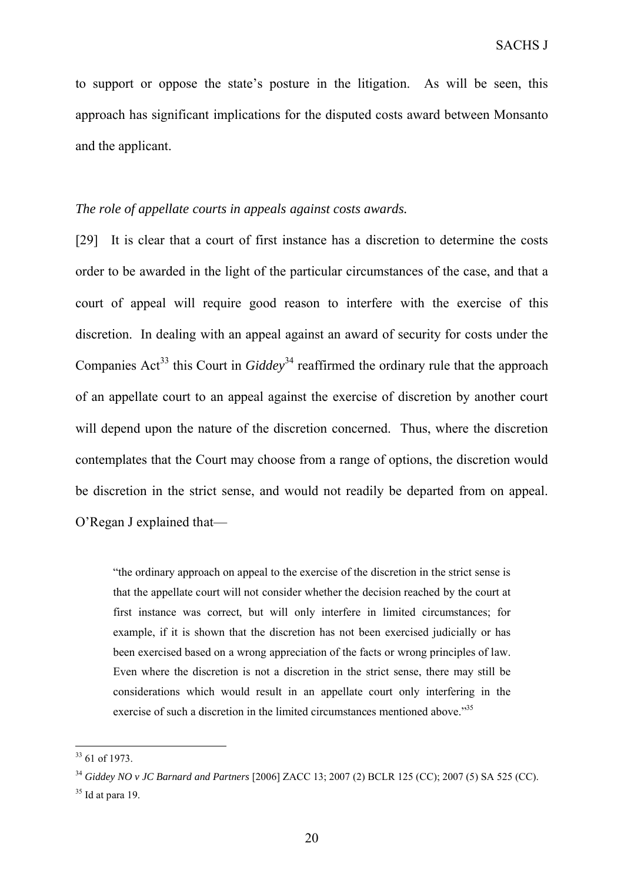to support or oppose the state's posture in the litigation. As will be seen, this approach has significant implications for the disputed costs award between Monsanto and the applicant.

*The role of appellate courts in appeals against costs awards.*

[29] It is clear that a court of first instance has a discretion to determine the costs order to be awarded in the light of the particular circumstances of the case, and that a court of appeal will require good reason to interfere with the exercise of this discretion. In dealing with an appeal against an award of security for costs under the Companies Act[33] this Court in *Giddey*[34] reaffirmed the ordinary rule that the approach of an appellate court to an appeal against the exercise of discretion by another court will depend upon the nature of the discretion concerned. Thus, where the discretion contemplates that the Court may choose from a range of options, the discretion would be discretion in the strict sense, and would not readily be departed from on appeal. O'Regan J explained that—

> "the ordinary approach on appeal to the exercise of the discretion in the strict sense is that the appellate court will not consider whether the decision reached by the court at first instance was correct, but will only interfere in limited circumstances; for example, if it is shown that the discretion has not been exercised judicially or has been exercised based on a wrong appreciation of the facts or wrong principles of law. Even where the discretion is not a discretion in the strict sense, there may still be considerations which would result in an appellate court only interfering in the exercise of such a discretion in the limited circumstances mentioned above."[35]

---

[33] 61 of 1973.

[34] *Giddey NO v JC Barnard and Partners* [2006] ZACC 13; 2007 (2) BCLR 125 (CC); 2007 (5) SA 525 (CC).

[35] Id at para 19.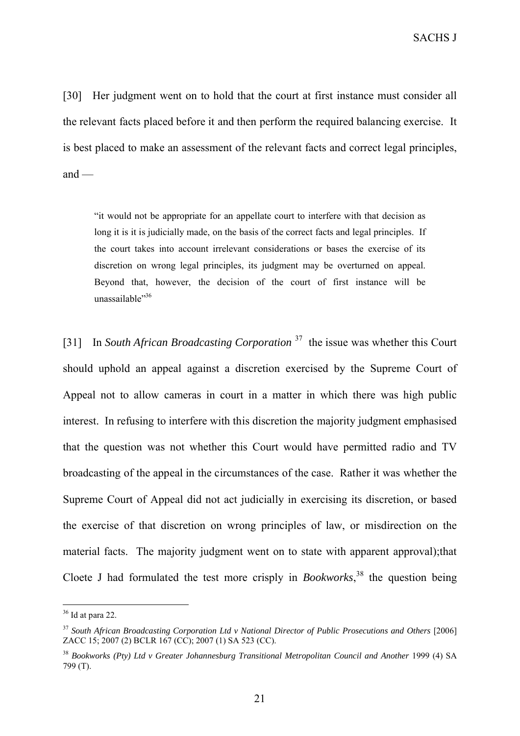[30] Her judgment went on to hold that the court at first instance must consider all the relevant facts placed before it and then perform the required balancing exercise. It is best placed to make an assessment of the relevant facts and correct legal principles, and —

> "it would not be appropriate for an appellate court to interfere with that decision as long it is it is judicially made, on the basis of the correct facts and legal principles. If the court takes into account irrelevant considerations or bases the exercise of its discretion on wrong legal principles, its judgment may be overturned on appeal. Beyond that, however, the decision of the court of first instance will be unassailable"[36]

[31] In *South African Broadcasting Corporation* [37] the issue was whether this Court should uphold an appeal against a discretion exercised by the Supreme Court of Appeal not to allow cameras in court in a matter in which there was high public interest. In refusing to interfere with this discretion the majority judgment emphasised that the question was not whether this Court would have permitted radio and TV broadcasting of the appeal in the circumstances of the case. Rather it was whether the Supreme Court of Appeal did not act judicially in exercising its discretion, or based the exercise of that discretion on wrong principles of law, or misdirection on the material facts. The majority judgment went on to state with apparent approval);that Cloete J had formulated the test more crisply in *Bookworks*,[38] the question being

---

[36] Id at para 22.

[37] *South African Broadcasting Corporation Ltd v National Director of Public Prosecutions and Others* [2006] ZACC 15; 2007 (2) BCLR 167 (CC); 2007 (1) SA 523 (CC).

[38] *Bookworks (Pty) Ltd v Greater Johannesburg Transitional Metropolitan Council and Another* 1999 (4) SA 799 (T).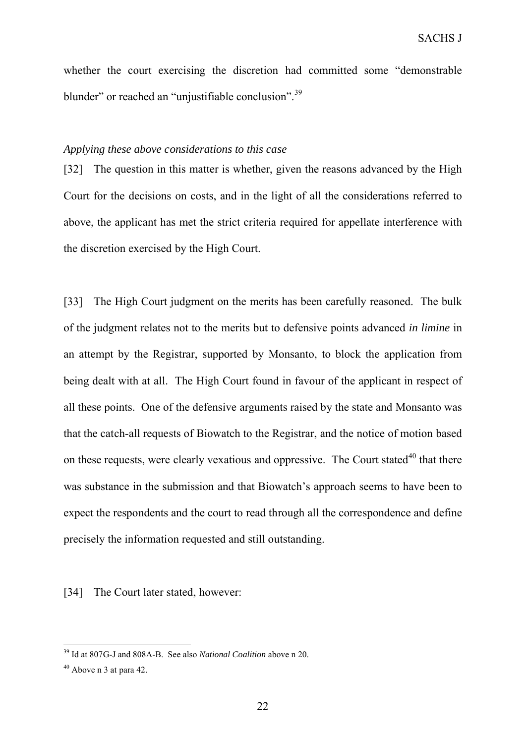whether the court exercising the discretion had committed some "demonstrable blunder" or reached an "unjustifiable conclusion".[39]

*Applying these above considerations to this case*

[32] The question in this matter is whether, given the reasons advanced by the High Court for the decisions on costs, and in the light of all the considerations referred to above, the applicant has met the strict criteria required for appellate interference with the discretion exercised by the High Court.

[33] The High Court judgment on the merits has been carefully reasoned. The bulk of the judgment relates not to the merits but to defensive points advanced *in limine* in an attempt by the Registrar, supported by Monsanto, to block the application from being dealt with at all. The High Court found in favour of the applicant in respect of all these points. One of the defensive arguments raised by the state and Monsanto was that the catch-all requests of Biowatch to the Registrar, and the notice of motion based on these requests, were clearly vexatious and oppressive. The Court stated[40] that there was substance in the submission and that Biowatch's approach seems to have been to expect the respondents and the court to read through all the correspondence and define precisely the information requested and still outstanding.

[34] The Court later stated, however:

---

[39] Id at 807G-J and 808A-B. See also *National Coalition* above n 20.

[40] Above n 3 at para 42.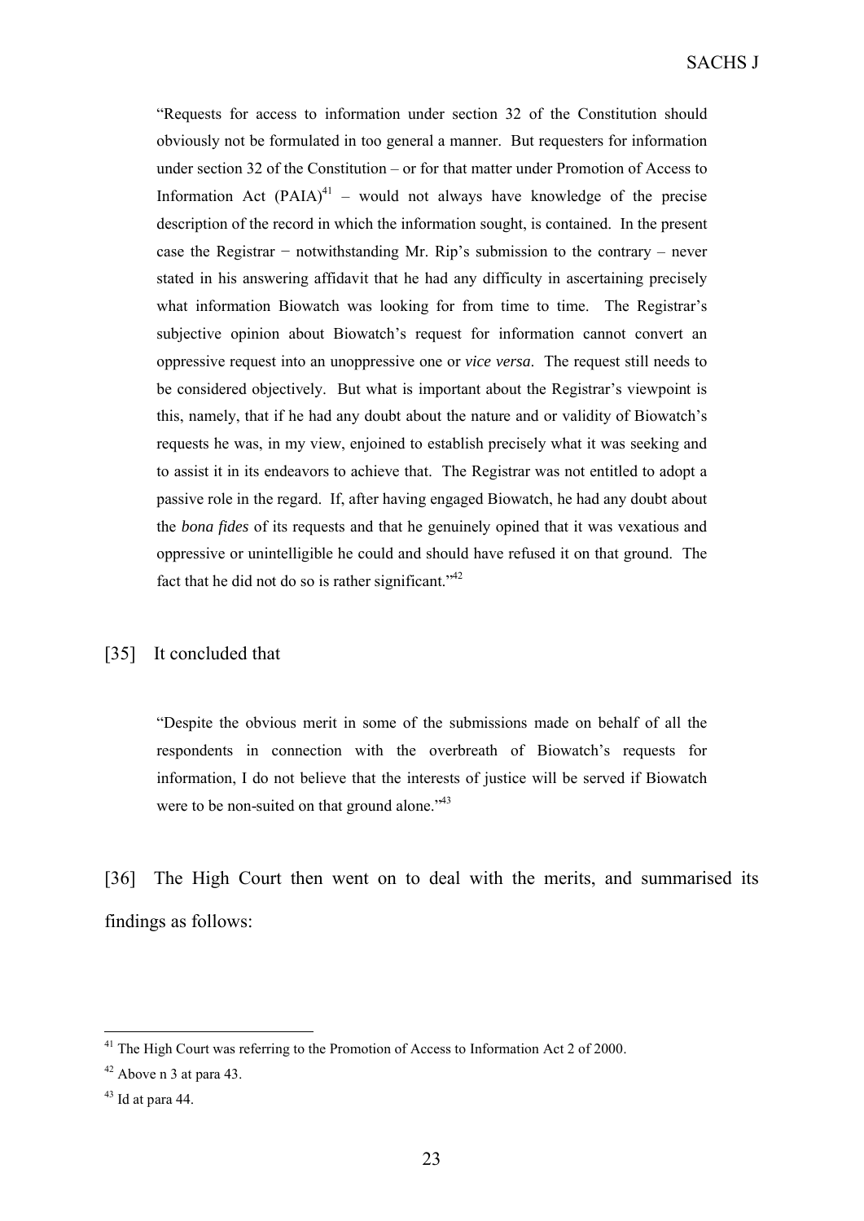> "Requests for access to information under section 32 of the Constitution should obviously not be formulated in too general a manner. But requesters for information under section 32 of the Constitution – or for that matter under Promotion of Access to Information Act (PAIA)[41] – would not always have knowledge of the precise description of the record in which the information sought, is contained. In the present case the Registrar − notwithstanding Mr. Rip's submission to the contrary – never stated in his answering affidavit that he had any difficulty in ascertaining precisely what information Biowatch was looking for from time to time. The Registrar's subjective opinion about Biowatch's request for information cannot convert an oppressive request into an unoppressive one or *vice versa*. The request still needs to be considered objectively. But what is important about the Registrar's viewpoint is this, namely, that if he had any doubt about the nature and or validity of Biowatch's requests he was, in my view, enjoined to establish precisely what it was seeking and to assist it in its endeavors to achieve that. The Registrar was not entitled to adopt a passive role in the regard. If, after having engaged Biowatch, he had any doubt about the *bona fides* of its requests and that he genuinely opined that it was vexatious and oppressive or unintelligible he could and should have refused it on that ground. The fact that he did not do so is rather significant."[42]

[35] It concluded that

> "Despite the obvious merit in some of the submissions made on behalf of all the respondents in connection with the overbreath of Biowatch's requests for information, I do not believe that the interests of justice will be served if Biowatch were to be non-suited on that ground alone."[43]

[36] The High Court then went on to deal with the merits, and summarised its findings as follows:

---

[41] The High Court was referring to the Promotion of Access to Information Act 2 of 2000.

[42] Above n 3 at para 43.

[43] Id at para 44.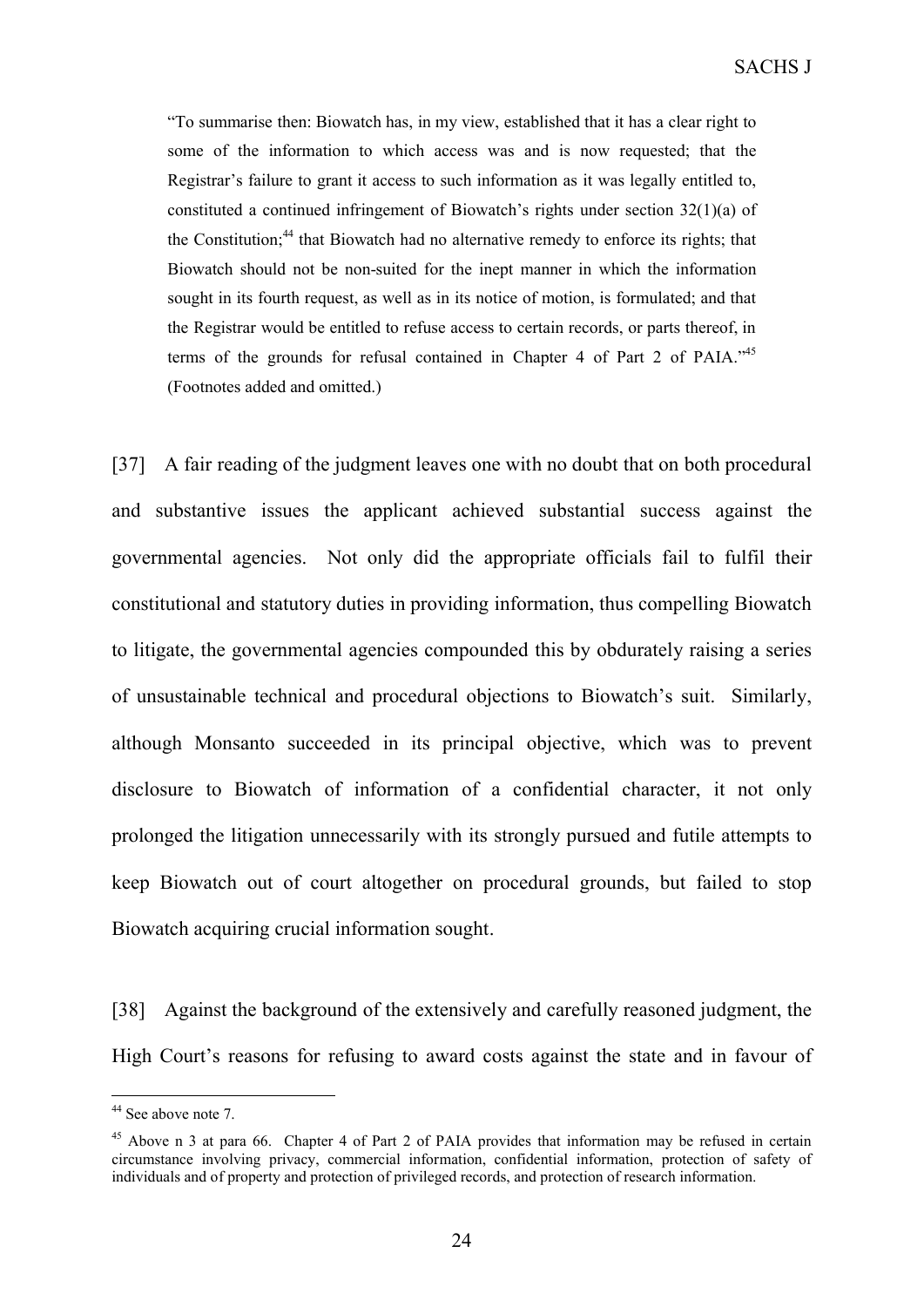> "To summarise then: Biowatch has, in my view, established that it has a clear right to some of the information to which access was and is now requested; that the Registrar's failure to grant it access to such information as it was legally entitled to, constituted a continued infringement of Biowatch's rights under section 32(1)(a) of the Constitution;[44] that Biowatch had no alternative remedy to enforce its rights; that Biowatch should not be non-suited for the inept manner in which the information sought in its fourth request, as well as in its notice of motion, is formulated; and that the Registrar would be entitled to refuse access to certain records, or parts thereof, in terms of the grounds for refusal contained in Chapter 4 of Part 2 of PAIA."[45] (Footnotes added and omitted.)

[37] A fair reading of the judgment leaves one with no doubt that on both procedural and substantive issues the applicant achieved substantial success against the governmental agencies. Not only did the appropriate officials fail to fulfil their constitutional and statutory duties in providing information, thus compelling Biowatch to litigate, the governmental agencies compounded this by obdurately raising a series of unsustainable technical and procedural objections to Biowatch's suit. Similarly, although Monsanto succeeded in its principal objective, which was to prevent disclosure to Biowatch of information of a confidential character, it not only prolonged the litigation unnecessarily with its strongly pursued and futile attempts to keep Biowatch out of court altogether on procedural grounds, but failed to stop Biowatch acquiring crucial information sought.

[38] Against the background of the extensively and carefully reasoned judgment, the High Court's reasons for refusing to award costs against the state and in favour of

---

[44] See above note 7.

[45] Above n 3 at para 66. Chapter 4 of Part 2 of PAIA provides that information may be refused in certain circumstance involving privacy, commercial information, confidential information, protection of safety of individuals and of property and protection of privileged records, and protection of research information.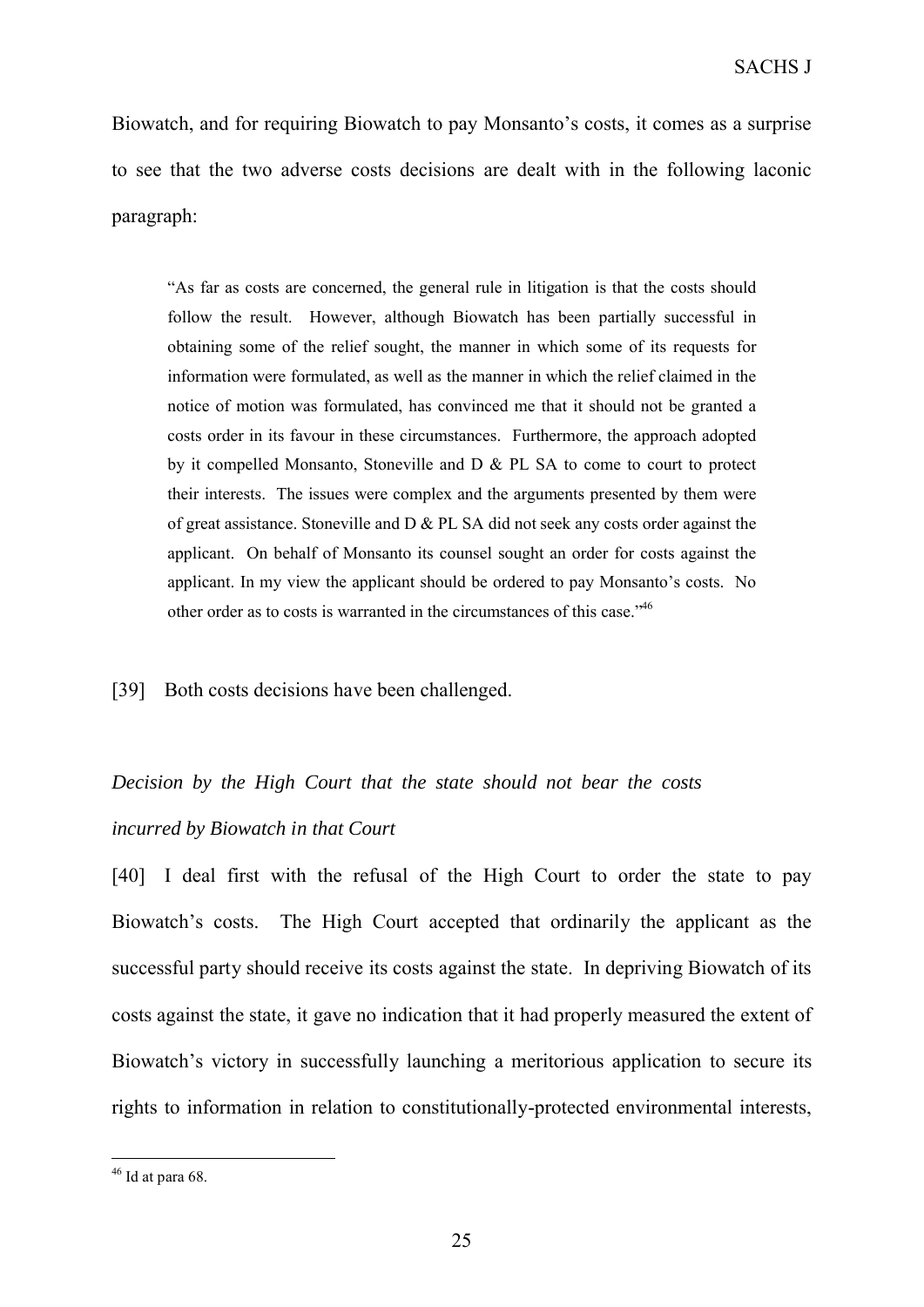Biowatch, and for requiring Biowatch to pay Monsanto's costs, it comes as a surprise to see that the two adverse costs decisions are dealt with in the following laconic paragraph:

> "As far as costs are concerned, the general rule in litigation is that the costs should follow the result. However, although Biowatch has been partially successful in obtaining some of the relief sought, the manner in which some of its requests for information were formulated, as well as the manner in which the relief claimed in the notice of motion was formulated, has convinced me that it should not be granted a costs order in its favour in these circumstances. Furthermore, the approach adopted by it compelled Monsanto, Stoneville and D & PL SA to come to court to protect their interests. The issues were complex and the arguments presented by them were of great assistance. Stoneville and D & PL SA did not seek any costs order against the applicant. On behalf of Monsanto its counsel sought an order for costs against the applicant. In my view the applicant should be ordered to pay Monsanto's costs. No other order as to costs is warranted in the circumstances of this case."[46]

[39] Both costs decisions have been challenged.

*Decision by the High Court that the state should not bear the costs incurred by Biowatch in that Court*

[40] I deal first with the refusal of the High Court to order the state to pay Biowatch's costs. The High Court accepted that ordinarily the applicant as the successful party should receive its costs against the state. In depriving Biowatch of its costs against the state, it gave no indication that it had properly measured the extent of Biowatch's victory in successfully launching a meritorious application to secure its rights to information in relation to constitutionally-protected environmental interests,

[46] Id at para 68.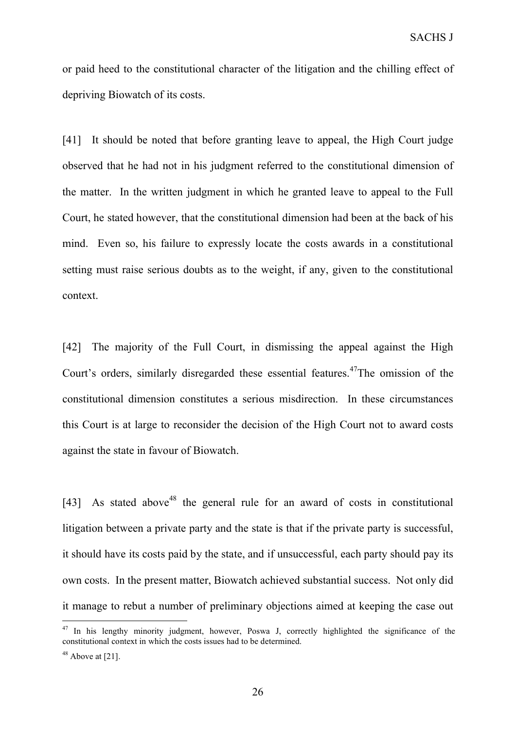or paid heed to the constitutional character of the litigation and the chilling effect of depriving Biowatch of its costs.

[41] It should be noted that before granting leave to appeal, the High Court judge observed that he had not in his judgment referred to the constitutional dimension of the matter. In the written judgment in which he granted leave to appeal to the Full Court, he stated however, that the constitutional dimension had been at the back of his mind. Even so, his failure to expressly locate the costs awards in a constitutional setting must raise serious doubts as to the weight, if any, given to the constitutional context.

[42] The majority of the Full Court, in dismissing the appeal against the High Court's orders, similarly disregarded these essential features.[47] The omission of the constitutional dimension constitutes a serious misdirection. In these circumstances this Court is at large to reconsider the decision of the High Court not to award costs against the state in favour of Biowatch.

[43] As stated above[48] the general rule for an award of costs in constitutional litigation between a private party and the state is that if the private party is successful, it should have its costs paid by the state, and if unsuccessful, each party should pay its own costs. In the present matter, Biowatch achieved substantial success. Not only did it manage to rebut a number of preliminary objections aimed at keeping the case out

---

[47] In his lengthy minority judgment, however, Poswa J, correctly highlighted the significance of the constitutional context in which the costs issues had to be determined.

[48] Above at [21].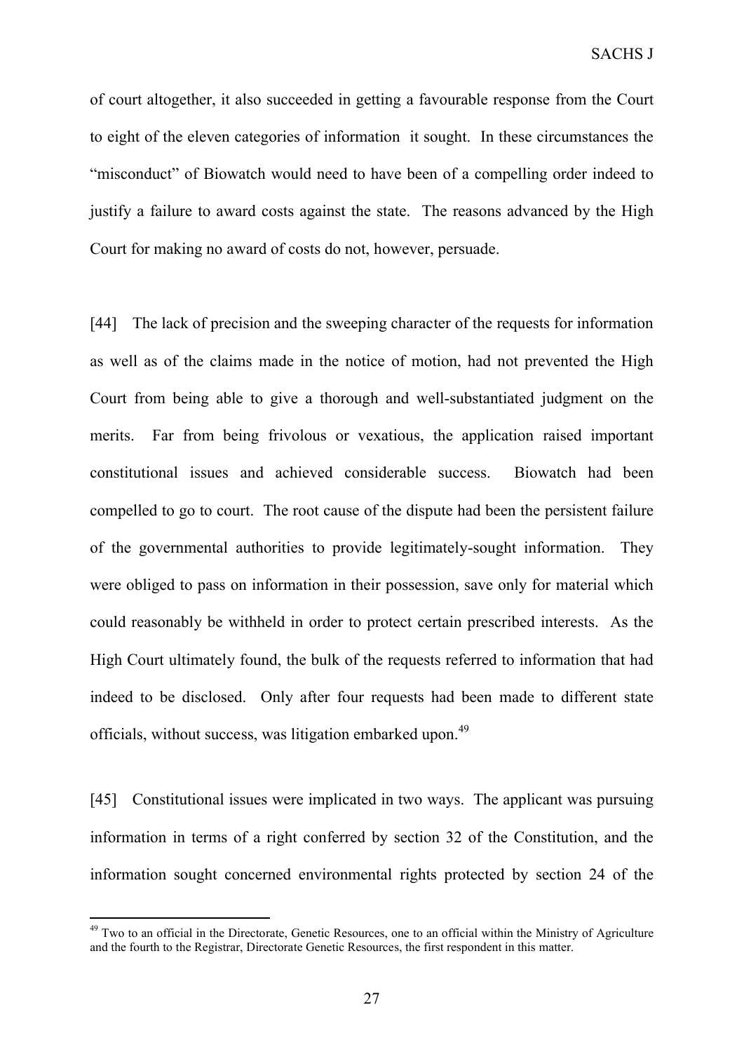of court altogether, it also succeeded in getting a favourable response from the Court to eight of the eleven categories of information it sought. In these circumstances the "misconduct" of Biowatch would need to have been of a compelling order indeed to justify a failure to award costs against the state. The reasons advanced by the High Court for making no award of costs do not, however, persuade.

[44] The lack of precision and the sweeping character of the requests for information as well as of the claims made in the notice of motion, had not prevented the High Court from being able to give a thorough and well-substantiated judgment on the merits. Far from being frivolous or vexatious, the application raised important constitutional issues and achieved considerable success. Biowatch had been compelled to go to court. The root cause of the dispute had been the persistent failure of the governmental authorities to provide legitimately-sought information. They were obliged to pass on information in their possession, save only for material which could reasonably be withheld in order to protect certain prescribed interests. As the High Court ultimately found, the bulk of the requests referred to information that had indeed to be disclosed. Only after four requests had been made to different state officials, without success, was litigation embarked upon.[49]

[45] Constitutional issues were implicated in two ways. The applicant was pursuing information in terms of a right conferred by section 32 of the Constitution, and the information sought concerned environmental rights protected by section 24 of the

---

[49] Two to an official in the Directorate, Genetic Resources, one to an official within the Ministry of Agriculture and the fourth to the Registrar, Directorate Genetic Resources, the first respondent in this matter.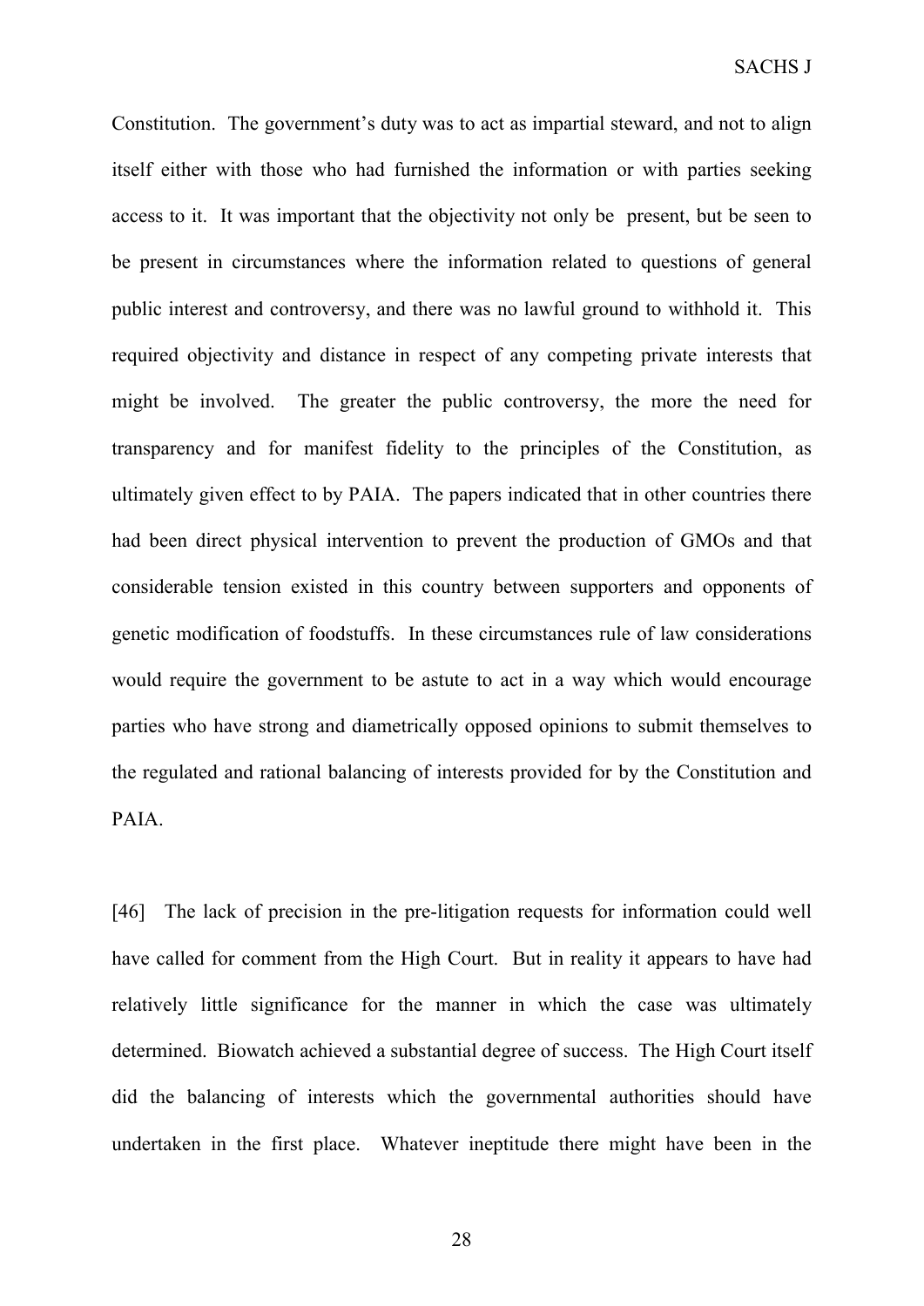Constitution. The government's duty was to act as impartial steward, and not to align itself either with those who had furnished the information or with parties seeking access to it. It was important that the objectivity not only be present, but be seen to be present in circumstances where the information related to questions of general public interest and controversy, and there was no lawful ground to withhold it. This required objectivity and distance in respect of any competing private interests that might be involved. The greater the public controversy, the more the need for transparency and for manifest fidelity to the principles of the Constitution, as ultimately given effect to by PAIA. The papers indicated that in other countries there had been direct physical intervention to prevent the production of GMOs and that considerable tension existed in this country between supporters and opponents of genetic modification of foodstuffs. In these circumstances rule of law considerations would require the government to be astute to act in a way which would encourage parties who have strong and diametrically opposed opinions to submit themselves to the regulated and rational balancing of interests provided for by the Constitution and PAIA.

[46] The lack of precision in the pre-litigation requests for information could well have called for comment from the High Court. But in reality it appears to have had relatively little significance for the manner in which the case was ultimately determined. Biowatch achieved a substantial degree of success. The High Court itself did the balancing of interests which the governmental authorities should have undertaken in the first place. Whatever ineptitude there might have been in the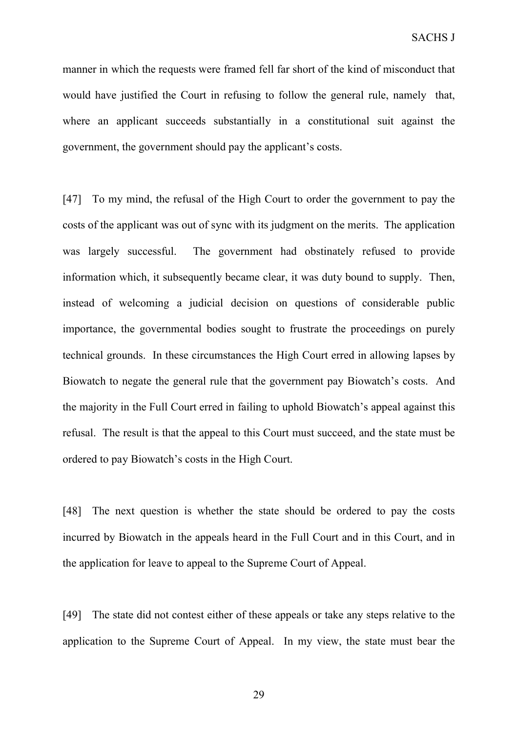manner in which the requests were framed fell far short of the kind of misconduct that would have justified the Court in refusing to follow the general rule, namely that, where an applicant succeeds substantially in a constitutional suit against the government, the government should pay the applicant's costs.

[47] To my mind, the refusal of the High Court to order the government to pay the costs of the applicant was out of sync with its judgment on the merits. The application was largely successful. The government had obstinately refused to provide information which, it subsequently became clear, it was duty bound to supply. Then, instead of welcoming a judicial decision on questions of considerable public importance, the governmental bodies sought to frustrate the proceedings on purely technical grounds. In these circumstances the High Court erred in allowing lapses by Biowatch to negate the general rule that the government pay Biowatch's costs. And the majority in the Full Court erred in failing to uphold Biowatch's appeal against this refusal. The result is that the appeal to this Court must succeed, and the state must be ordered to pay Biowatch's costs in the High Court.

[48] The next question is whether the state should be ordered to pay the costs incurred by Biowatch in the appeals heard in the Full Court and in this Court, and in the application for leave to appeal to the Supreme Court of Appeal.

[49] The state did not contest either of these appeals or take any steps relative to the application to the Supreme Court of Appeal. In my view, the state must bear the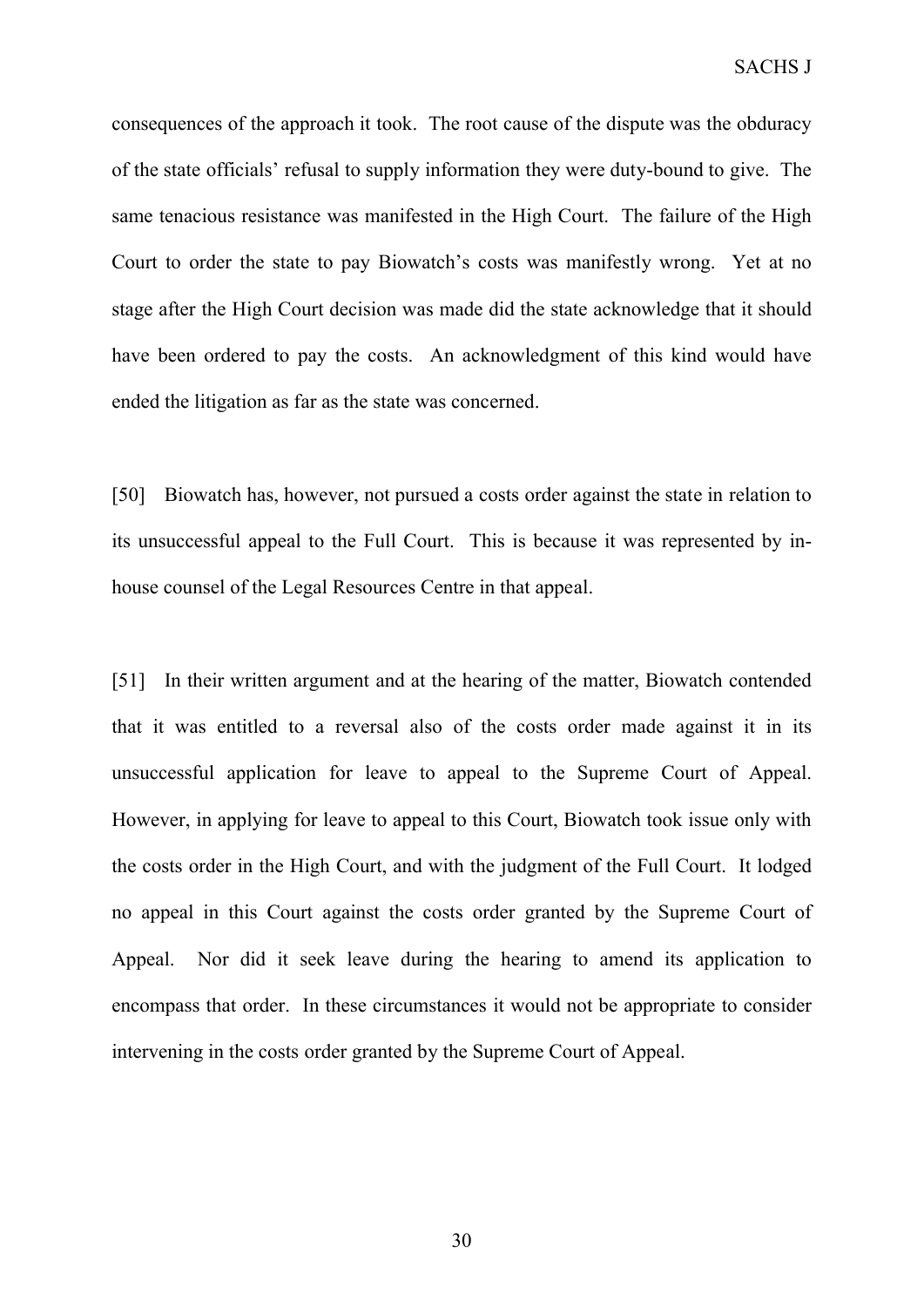consequences of the approach it took. The root cause of the dispute was the obduracy of the state officials' refusal to supply information they were duty-bound to give. The same tenacious resistance was manifested in the High Court. The failure of the High Court to order the state to pay Biowatch's costs was manifestly wrong. Yet at no stage after the High Court decision was made did the state acknowledge that it should have been ordered to pay the costs. An acknowledgment of this kind would have ended the litigation as far as the state was concerned.

[50] Biowatch has, however, not pursued a costs order against the state in relation to its unsuccessful appeal to the Full Court. This is because it was represented by in-house counsel of the Legal Resources Centre in that appeal.

[51] In their written argument and at the hearing of the matter, Biowatch contended that it was entitled to a reversal also of the costs order made against it in its unsuccessful application for leave to appeal to the Supreme Court of Appeal. However, in applying for leave to appeal to this Court, Biowatch took issue only with the costs order in the High Court, and with the judgment of the Full Court. It lodged no appeal in this Court against the costs order granted by the Supreme Court of Appeal. Nor did it seek leave during the hearing to amend its application to encompass that order. In these circumstances it would not be appropriate to consider intervening in the costs order granted by the Supreme Court of Appeal.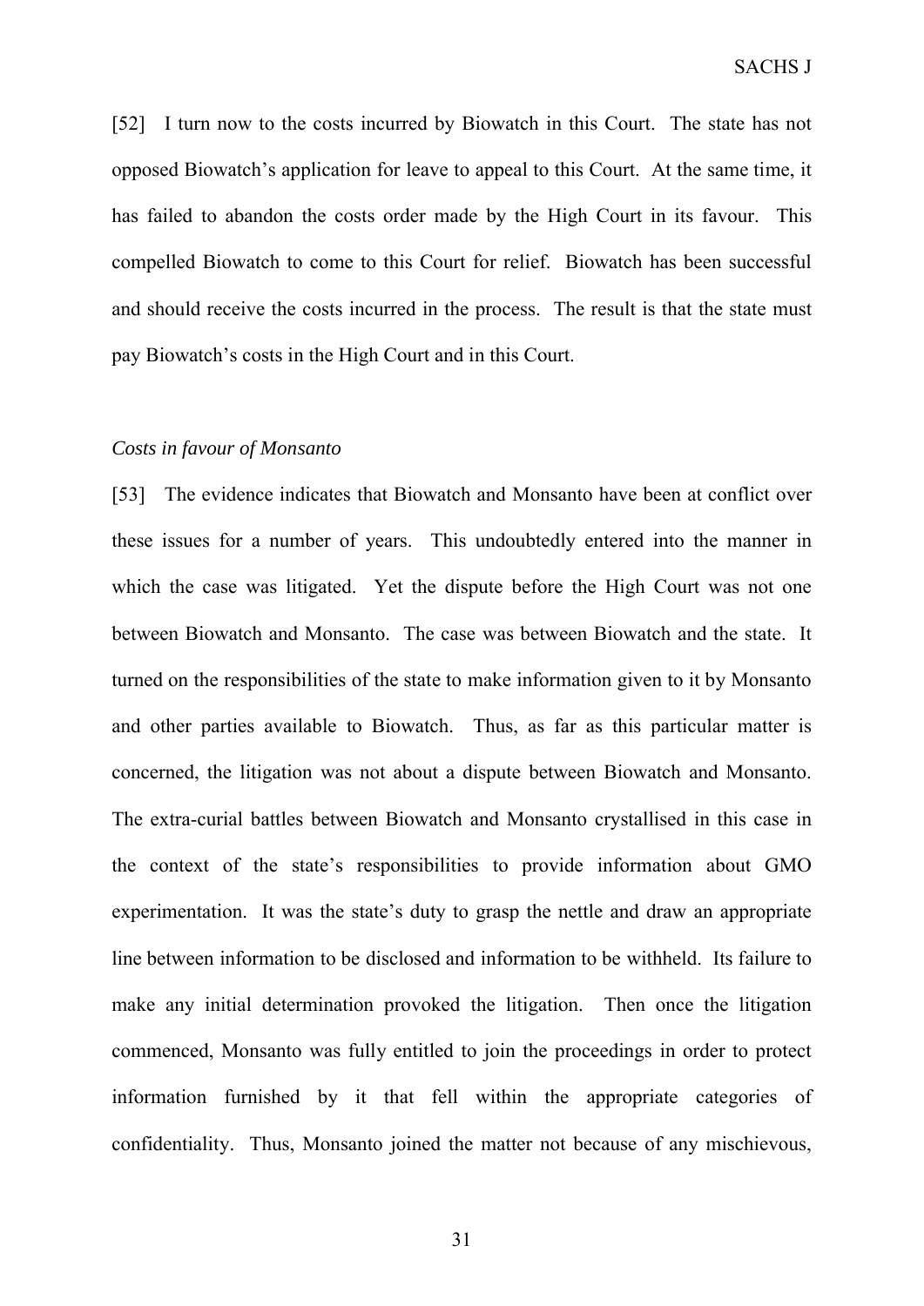[52] I turn now to the costs incurred by Biowatch in this Court. The state has not opposed Biowatch's application for leave to appeal to this Court. At the same time, it has failed to abandon the costs order made by the High Court in its favour. This compelled Biowatch to come to this Court for relief. Biowatch has been successful and should receive the costs incurred in the process. The result is that the state must pay Biowatch's costs in the High Court and in this Court.

*Costs in favour of Monsanto*

[53] The evidence indicates that Biowatch and Monsanto have been at conflict over these issues for a number of years. This undoubtedly entered into the manner in which the case was litigated. Yet the dispute before the High Court was not one between Biowatch and Monsanto. The case was between Biowatch and the state. It turned on the responsibilities of the state to make information given to it by Monsanto and other parties available to Biowatch. Thus, as far as this particular matter is concerned, the litigation was not about a dispute between Biowatch and Monsanto. The extra-curial battles between Biowatch and Monsanto crystallised in this case in the context of the state's responsibilities to provide information about GMO experimentation. It was the state's duty to grasp the nettle and draw an appropriate line between information to be disclosed and information to be withheld. Its failure to make any initial determination provoked the litigation. Then once the litigation commenced, Monsanto was fully entitled to join the proceedings in order to protect information furnished by it that fell within the appropriate categories of confidentiality. Thus, Monsanto joined the matter not because of any mischievous,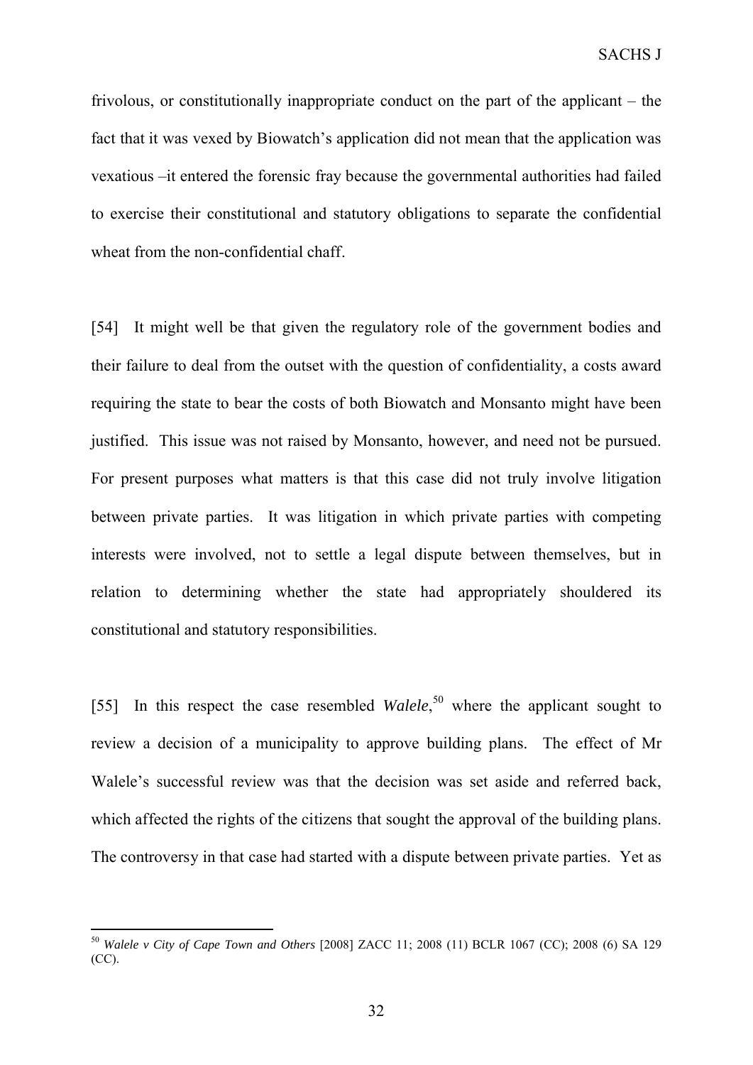frivolous, or constitutionally inappropriate conduct on the part of the applicant – the fact that it was vexed by Biowatch's application did not mean that the application was vexatious –it entered the forensic fray because the governmental authorities had failed to exercise their constitutional and statutory obligations to separate the confidential wheat from the non-confidential chaff.

[54] It might well be that given the regulatory role of the government bodies and their failure to deal from the outset with the question of confidentiality, a costs award requiring the state to bear the costs of both Biowatch and Monsanto might have been justified. This issue was not raised by Monsanto, however, and need not be pursued. For present purposes what matters is that this case did not truly involve litigation between private parties. It was litigation in which private parties with competing interests were involved, not to settle a legal dispute between themselves, but in relation to determining whether the state had appropriately shouldered its constitutional and statutory responsibilities.

[55] In this respect the case resembled *Walele*,[50] where the applicant sought to review a decision of a municipality to approve building plans. The effect of Mr Walele's successful review was that the decision was set aside and referred back, which affected the rights of the citizens that sought the approval of the building plans. The controversy in that case had started with a dispute between private parties. Yet as

---

[50] *Walele v City of Cape Town and Others* [2008] ZACC 11; 2008 (11) BCLR 1067 (CC); 2008 (6) SA 129 (CC).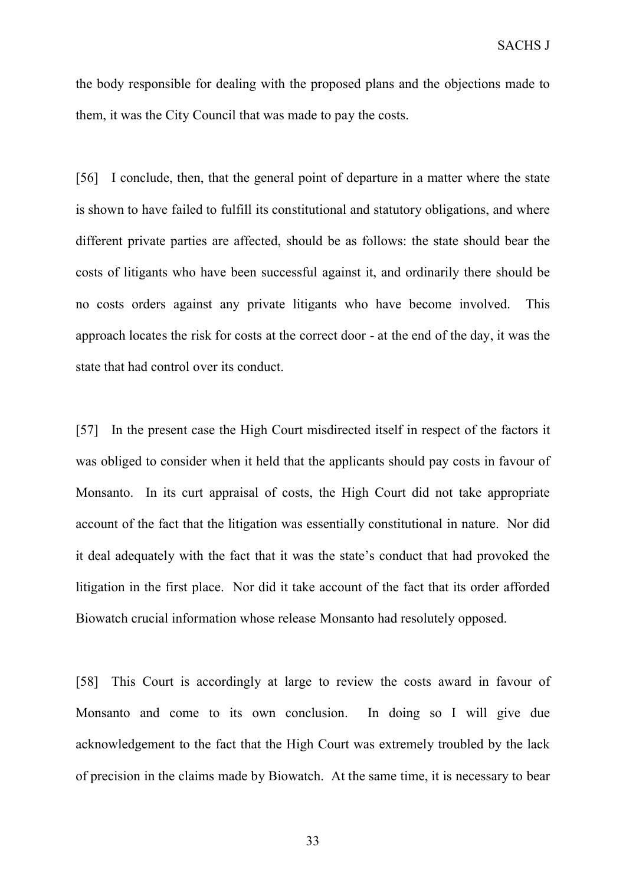the body responsible for dealing with the proposed plans and the objections made to them, it was the City Council that was made to pay the costs.

[56] I conclude, then, that the general point of departure in a matter where the state is shown to have failed to fulfill its constitutional and statutory obligations, and where different private parties are affected, should be as follows: the state should bear the costs of litigants who have been successful against it, and ordinarily there should be no costs orders against any private litigants who have become involved. This approach locates the risk for costs at the correct door - at the end of the day, it was the state that had control over its conduct.

[57] In the present case the High Court misdirected itself in respect of the factors it was obliged to consider when it held that the applicants should pay costs in favour of Monsanto. In its curt appraisal of costs, the High Court did not take appropriate account of the fact that the litigation was essentially constitutional in nature. Nor did it deal adequately with the fact that it was the state's conduct that had provoked the litigation in the first place. Nor did it take account of the fact that its order afforded Biowatch crucial information whose release Monsanto had resolutely opposed.

[58] This Court is accordingly at large to review the costs award in favour of Monsanto and come to its own conclusion. In doing so I will give due acknowledgement to the fact that the High Court was extremely troubled by the lack of precision in the claims made by Biowatch. At the same time, it is necessary to bear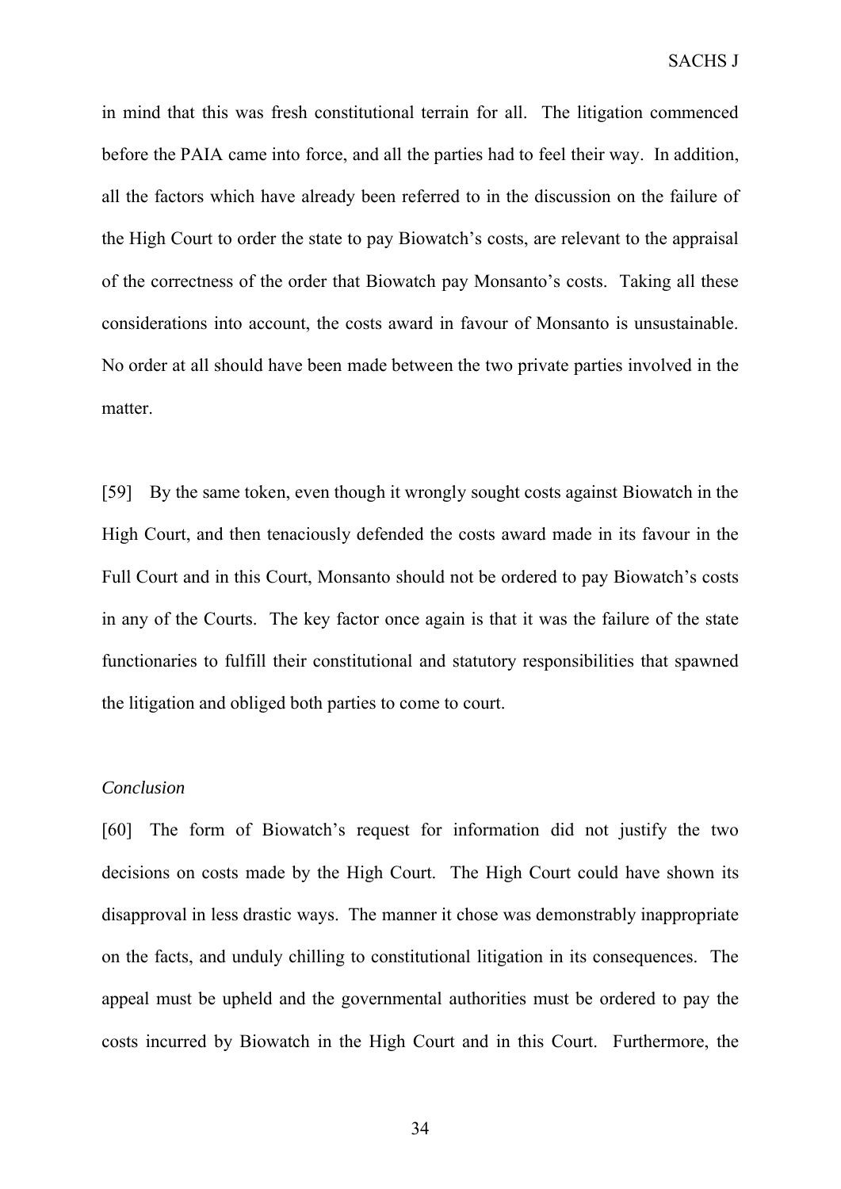in mind that this was fresh constitutional terrain for all. The litigation commenced before the PAIA came into force, and all the parties had to feel their way. In addition, all the factors which have already been referred to in the discussion on the failure of the High Court to order the state to pay Biowatch's costs, are relevant to the appraisal of the correctness of the order that Biowatch pay Monsanto's costs. Taking all these considerations into account, the costs award in favour of Monsanto is unsustainable. No order at all should have been made between the two private parties involved in the matter.

[59] By the same token, even though it wrongly sought costs against Biowatch in the High Court, and then tenaciously defended the costs award made in its favour in the Full Court and in this Court, Monsanto should not be ordered to pay Biowatch's costs in any of the Courts. The key factor once again is that it was the failure of the state functionaries to fulfill their constitutional and statutory responsibilities that spawned the litigation and obliged both parties to come to court.

*Conclusion*

[60] The form of Biowatch's request for information did not justify the two decisions on costs made by the High Court. The High Court could have shown its disapproval in less drastic ways. The manner it chose was demonstrably inappropriate on the facts, and unduly chilling to constitutional litigation in its consequences. The appeal must be upheld and the governmental authorities must be ordered to pay the costs incurred by Biowatch in the High Court and in this Court. Furthermore, the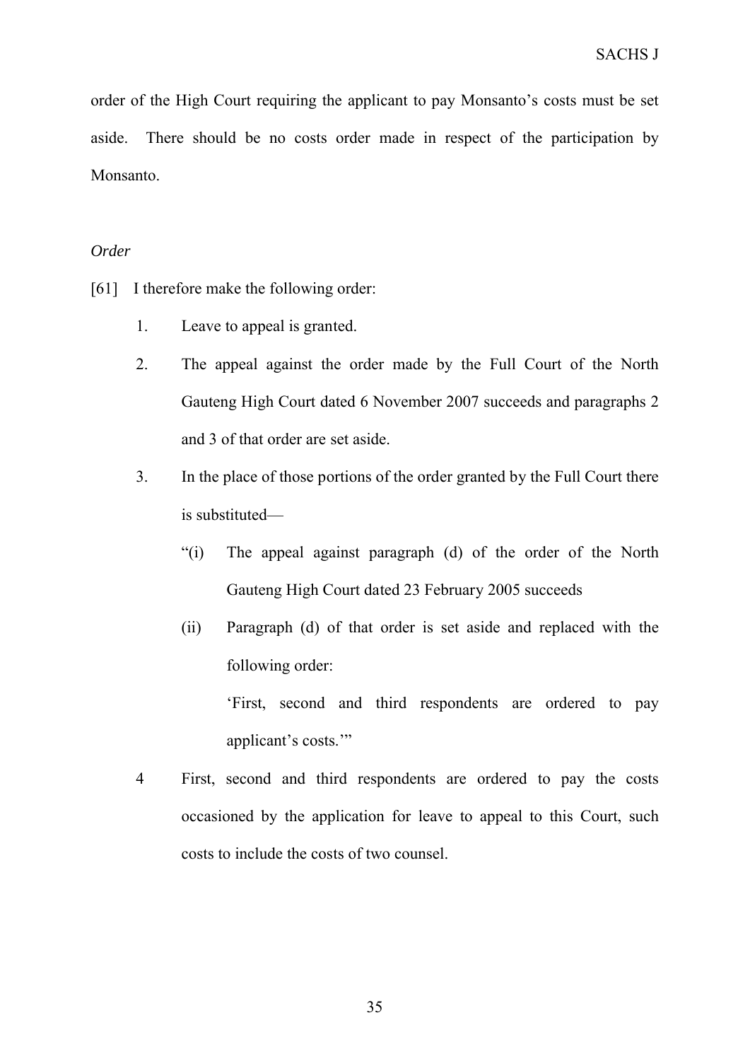order of the High Court requiring the applicant to pay Monsanto's costs must be set aside. There should be no costs order made in respect of the participation by Monsanto.

*Order*

[61] I therefore make the following order:

1. Leave to appeal is granted.
2. The appeal against the order made by the Full Court of the North Gauteng High Court dated 6 November 2007 succeeds and paragraphs 2 and 3 of that order are set aside.
3. In the place of those portions of the order granted by the Full Court there is substituted—

   "(i) The appeal against paragraph (d) of the order of the North Gauteng High Court dated 23 February 2005 succeeds

   (ii) Paragraph (d) of that order is set aside and replaced with the following order:

   'First, second and third respondents are ordered to pay applicant's costs.'"

4 First, second and third respondents are ordered to pay the costs occasioned by the application for leave to appeal to this Court, such costs to include the costs of two counsel.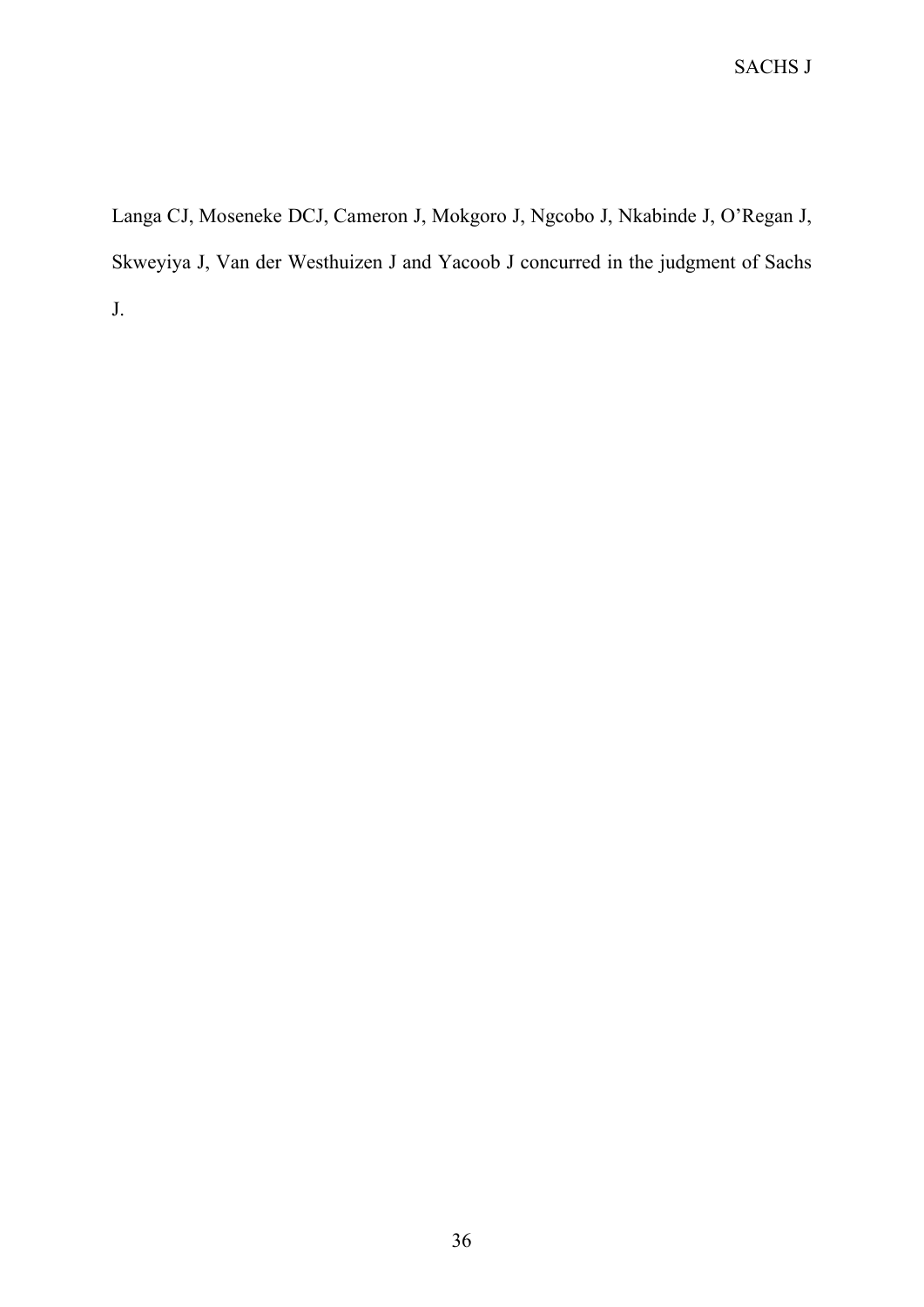Langa CJ, Moseneke DCJ, Cameron J, Mokgoro J, Ngcobo J, Nkabinde J, O'Regan J, Skweyiya J, Van der Westhuizen J and Yacoob J concurred in the judgment of Sachs J.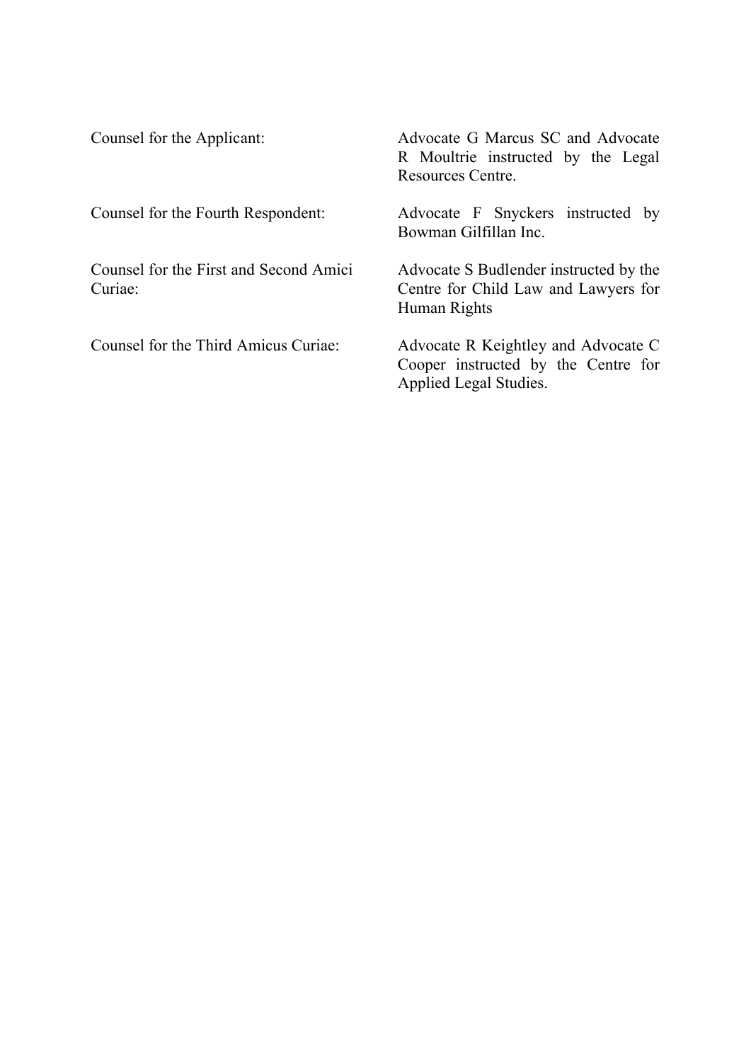| | |
|---|---|
| Counsel for the Applicant: | Advocate G Marcus SC and Advocate R Moultrie instructed by the Legal Resources Centre. |
| Counsel for the Fourth Respondent: | Advocate F Snyckers instructed by Bowman Gilfillan Inc. |
| Counsel for the First and Second Amici Curiae: | Advocate S Budlender instructed by the Centre for Child Law and Lawyers for Human Rights |
| Counsel for the Third Amicus Curiae: | Advocate R Keightley and Advocate C Cooper instructed by the Centre for Applied Legal Studies. |